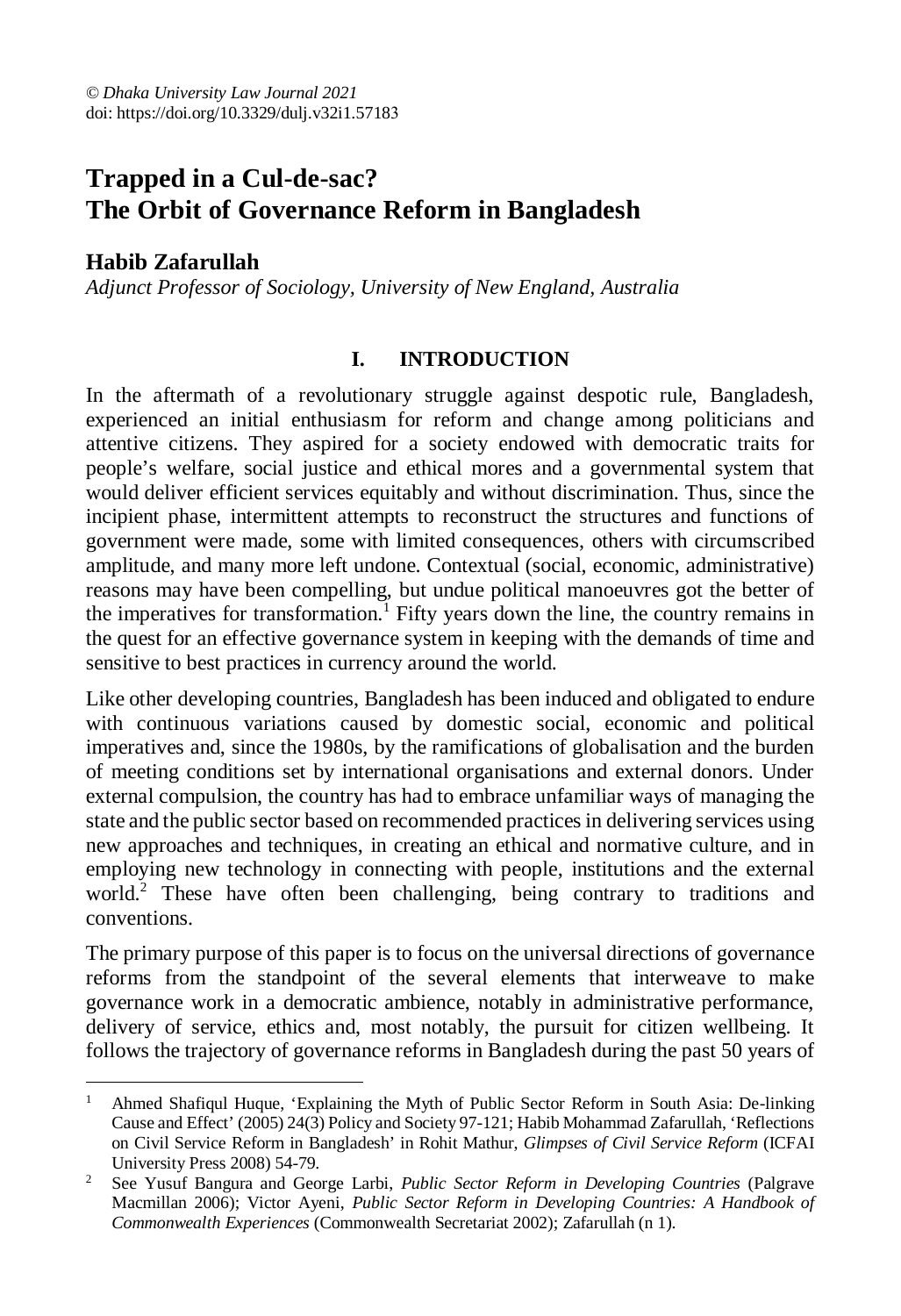© *Dhaka University Law Journal 2021*
doi: https://doi.org/10.3329/dulj.v32i1.57183

# Trapped in a Cul-de-sac? The Orbit of Governance Reform in Bangladesh

**Habib Zafarullah**

*Adjunct Professor of Sociology, University of New England, Australia*

## I. INTRODUCTION

In the aftermath of a revolutionary struggle against despotic rule, Bangladesh, experienced an initial enthusiasm for reform and change among politicians and attentive citizens. They aspired for a society endowed with democratic traits for people's welfare, social justice and ethical mores and a governmental system that would deliver efficient services equitably and without discrimination. Thus, since the incipient phase, intermittent attempts to reconstruct the structures and functions of government were made, some with limited consequences, others with circumscribed amplitude, and many more left undone. Contextual (social, economic, administrative) reasons may have been compelling, but undue political manoeuvres got the better of the imperatives for transformation.[1] Fifty years down the line, the country remains in the quest for an effective governance system in keeping with the demands of time and sensitive to best practices in currency around the world.

Like other developing countries, Bangladesh has been induced and obligated to endure with continuous variations caused by domestic social, economic and political imperatives and, since the 1980s, by the ramifications of globalisation and the burden of meeting conditions set by international organisations and external donors. Under external compulsion, the country has had to embrace unfamiliar ways of managing the state and the public sector based on recommended practices in delivering services using new approaches and techniques, in creating an ethical and normative culture, and in employing new technology in connecting with people, institutions and the external world.[2] These have often been challenging, being contrary to traditions and conventions.

The primary purpose of this paper is to focus on the universal directions of governance reforms from the standpoint of the several elements that interweave to make governance work in a democratic ambience, notably in administrative performance, delivery of service, ethics and, most notably, the pursuit for citizen wellbeing. It follows the trajectory of governance reforms in Bangladesh during the past 50 years of

---

[1] Ahmed Shafiqul Huque, 'Explaining the Myth of Public Sector Reform in South Asia: De-linking Cause and Effect' (2005) 24(3) Policy and Society 97-121; Habib Mohammad Zafarullah, 'Reflections on Civil Service Reform in Bangladesh' in Rohit Mathur, *Glimpses of Civil Service Reform* (ICFAI University Press 2008) 54-79.

[2] See Yusuf Bangura and George Larbi, *Public Sector Reform in Developing Countries* (Palgrave Macmillan 2006); Victor Ayeni, *Public Sector Reform in Developing Countries: A Handbook of Commonwealth Experiences* (Commonwealth Secretariat 2002); Zafarullah (n 1).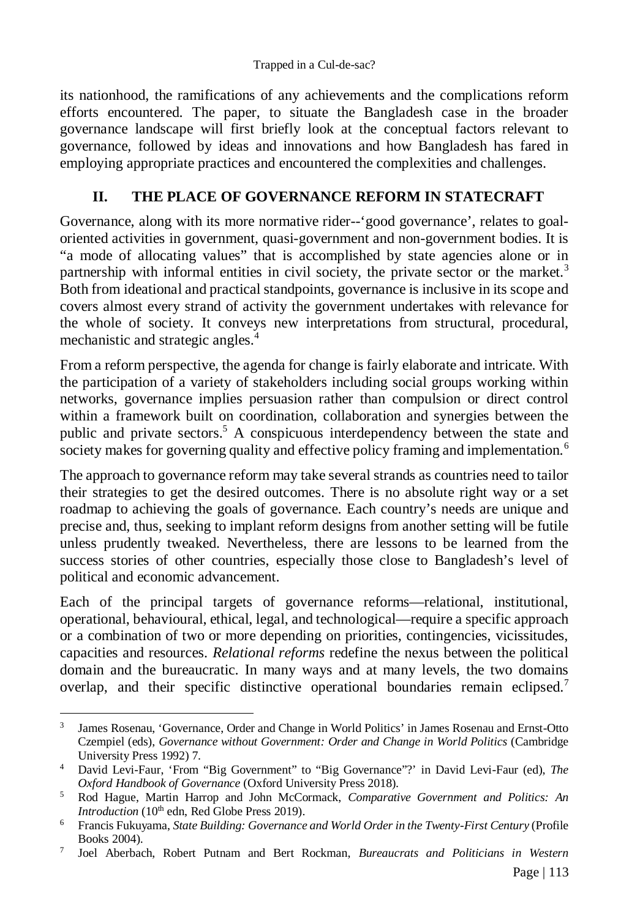its nationhood, the ramifications of any achievements and the complications reform efforts encountered. The paper, to situate the Bangladesh case in the broader governance landscape will first briefly look at the conceptual factors relevant to governance, followed by ideas and innovations and how Bangladesh has fared in employing appropriate practices and encountered the complexities and challenges.

## II. THE PLACE OF GOVERNANCE REFORM IN STATECRAFT

Governance, along with its more normative rider--'good governance', relates to goal-oriented activities in government, quasi-government and non-government bodies. It is "a mode of allocating values" that is accomplished by state agencies alone or in partnership with informal entities in civil society, the private sector or the market.[3] Both from ideational and practical standpoints, governance is inclusive in its scope and covers almost every strand of activity the government undertakes with relevance for the whole of society. It conveys new interpretations from structural, procedural, mechanistic and strategic angles.[4]

From a reform perspective, the agenda for change is fairly elaborate and intricate. With the participation of a variety of stakeholders including social groups working within networks, governance implies persuasion rather than compulsion or direct control within a framework built on coordination, collaboration and synergies between the public and private sectors.[5] A conspicuous interdependency between the state and society makes for governing quality and effective policy framing and implementation.[6]

The approach to governance reform may take several strands as countries need to tailor their strategies to get the desired outcomes. There is no absolute right way or a set roadmap to achieving the goals of governance. Each country's needs are unique and precise and, thus, seeking to implant reform designs from another setting will be futile unless prudently tweaked. Nevertheless, there are lessons to be learned from the success stories of other countries, especially those close to Bangladesh's level of political and economic advancement.

Each of the principal targets of governance reforms—relational, institutional, operational, behavioural, ethical, legal, and technological—require a specific approach or a combination of two or more depending on priorities, contingencies, vicissitudes, capacities and resources. *Relational reforms* redefine the nexus between the political domain and the bureaucratic. In many ways and at many levels, the two domains overlap, and their specific distinctive operational boundaries remain eclipsed.[7]

---

[3] James Rosenau, 'Governance, Order and Change in World Politics' in James Rosenau and Ernst-Otto Czempiel (eds), *Governance without Government: Order and Change in World Politics* (Cambridge University Press 1992) 7.

[4] David Levi-Faur, 'From "Big Government" to "Big Governance"?' in David Levi-Faur (ed), *The Oxford Handbook of Governance* (Oxford University Press 2018).

[5] Rod Hague, Martin Harrop and John McCormack, *Comparative Government and Politics: An Introduction* (10th edn, Red Globe Press 2019).

[6] Francis Fukuyama, *State Building: Governance and World Order in the Twenty-First Century* (Profile Books 2004).

[7] Joel Aberbach, Robert Putnam and Bert Rockman, *Bureaucrats and Politicians in Western*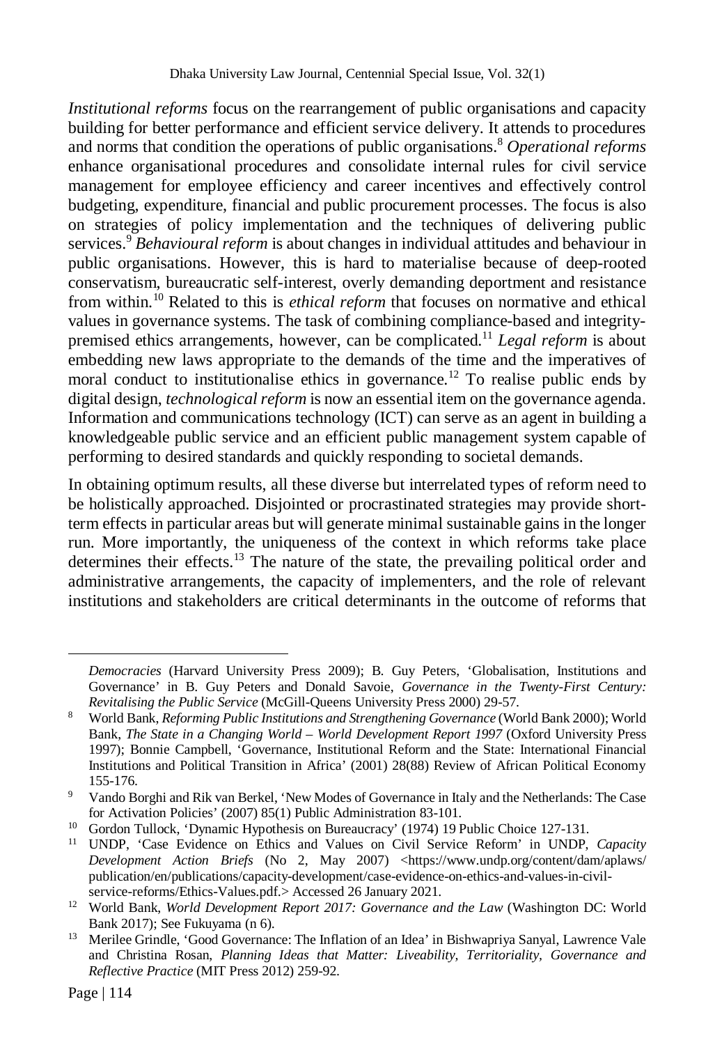*Institutional reforms* focus on the rearrangement of public organisations and capacity building for better performance and efficient service delivery. It attends to procedures and norms that condition the operations of public organisations.[8] *Operational reforms* enhance organisational procedures and consolidate internal rules for civil service management for employee efficiency and career incentives and effectively control budgeting, expenditure, financial and public procurement processes. The focus is also on strategies of policy implementation and the techniques of delivering public services.[9] *Behavioural reform* is about changes in individual attitudes and behaviour in public organisations. However, this is hard to materialise because of deep-rooted conservatism, bureaucratic self-interest, overly demanding deportment and resistance from within.[10] Related to this is *ethical reform* that focuses on normative and ethical values in governance systems. The task of combining compliance-based and integrity-premised ethics arrangements, however, can be complicated.[11] *Legal reform* is about embedding new laws appropriate to the demands of the time and the imperatives of moral conduct to institutionalise ethics in governance.[12] To realise public ends by digital design, *technological reform* is now an essential item on the governance agenda. Information and communications technology (ICT) can serve as an agent in building a knowledgeable public service and an efficient public management system capable of performing to desired standards and quickly responding to societal demands.

In obtaining optimum results, all these diverse but interrelated types of reform need to be holistically approached. Disjointed or procrastinated strategies may provide short-term effects in particular areas but will generate minimal sustainable gains in the longer run. More importantly, the uniqueness of the context in which reforms take place determines their effects.[13] The nature of the state, the prevailing political order and administrative arrangements, the capacity of implementers, and the role of relevant institutions and stakeholders are critical determinants in the outcome of reforms that

---

*Democracies* (Harvard University Press 2009); B. Guy Peters, 'Globalisation, Institutions and Governance' in B. Guy Peters and Donald Savoie, *Governance in the Twenty-First Century: Revitalising the Public Service* (McGill-Queens University Press 2000) 29-57.

[8] World Bank, *Reforming Public Institutions and Strengthening Governance* (World Bank 2000); World Bank, *The State in a Changing World – World Development Report 1997* (Oxford University Press 1997); Bonnie Campbell, 'Governance, Institutional Reform and the State: International Financial Institutions and Political Transition in Africa' (2001) 28(88) Review of African Political Economy 155-176.

[9] Vando Borghi and Rik van Berkel, 'New Modes of Governance in Italy and the Netherlands: The Case for Activation Policies' (2007) 85(1) Public Administration 83-101.

[10] Gordon Tullock, 'Dynamic Hypothesis on Bureaucracy' (1974) 19 Public Choice 127-131.

[11] UNDP, 'Case Evidence on Ethics and Values on Civil Service Reform' in UNDP, *Capacity Development Action Briefs* (No 2, May 2007) <https://www.undp.org/content/dam/aplaws/publication/en/publications/capacity-development/case-evidence-on-ethics-and-values-in-civil-service-reforms/Ethics-Values.pdf.> Accessed 26 January 2021.

[12] World Bank, *World Development Report 2017: Governance and the Law* (Washington DC: World Bank 2017); See Fukuyama (n 6).

[13] Merilee Grindle, 'Good Governance: The Inflation of an Idea' in Bishwapriya Sanyal, Lawrence Vale and Christina Rosan, *Planning Ideas that Matter: Liveability, Territoriality, Governance and Reflective Practice* (MIT Press 2012) 259-92.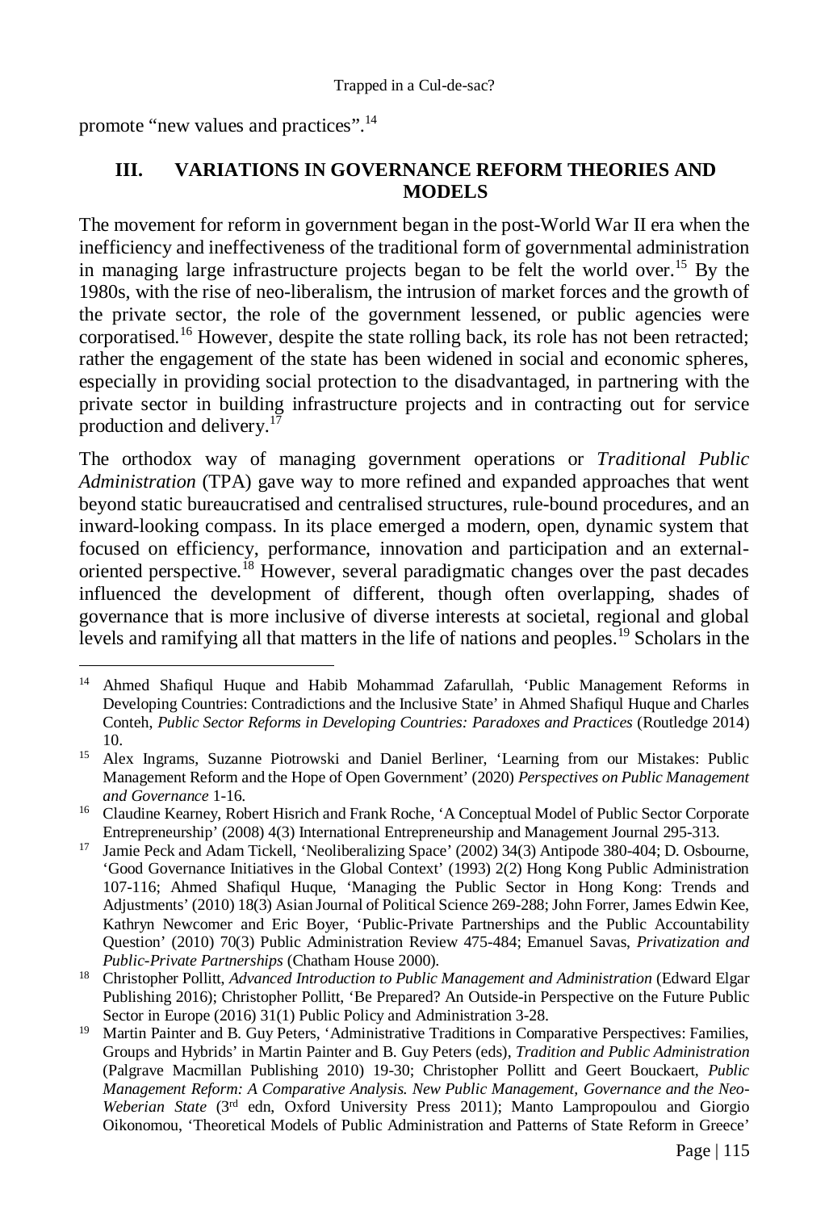promote "new values and practices".[14]

## III. VARIATIONS IN GOVERNANCE REFORM THEORIES AND MODELS

The movement for reform in government began in the post-World War II era when the inefficiency and ineffectiveness of the traditional form of governmental administration in managing large infrastructure projects began to be felt the world over.[15] By the 1980s, with the rise of neo-liberalism, the intrusion of market forces and the growth of the private sector, the role of the government lessened, or public agencies were corporatised.[16] However, despite the state rolling back, its role has not been retracted; rather the engagement of the state has been widened in social and economic spheres, especially in providing social protection to the disadvantaged, in partnering with the private sector in building infrastructure projects and in contracting out for service production and delivery.[17]

The orthodox way of managing government operations or *Traditional Public Administration* (TPA) gave way to more refined and expanded approaches that went beyond static bureaucratised and centralised structures, rule-bound procedures, and an inward-looking compass. In its place emerged a modern, open, dynamic system that focused on efficiency, performance, innovation and participation and an external-oriented perspective.[18] However, several paradigmatic changes over the past decades influenced the development of different, though often overlapping, shades of governance that is more inclusive of diverse interests at societal, regional and global levels and ramifying all that matters in the life of nations and peoples.[19] Scholars in the

---

[14] Ahmed Shafiqul Huque and Habib Mohammad Zafarullah, 'Public Management Reforms in Developing Countries: Contradictions and the Inclusive State' in Ahmed Shafiqul Huque and Charles Conteh, *Public Sector Reforms in Developing Countries: Paradoxes and Practices* (Routledge 2014) 10.

[15] Alex Ingrams, Suzanne Piotrowski and Daniel Berliner, 'Learning from our Mistakes: Public Management Reform and the Hope of Open Government' (2020) *Perspectives on Public Management and Governance* 1-16.

[16] Claudine Kearney, Robert Hisrich and Frank Roche, 'A Conceptual Model of Public Sector Corporate Entrepreneurship' (2008) 4(3) International Entrepreneurship and Management Journal 295-313.

[17] Jamie Peck and Adam Tickell, 'Neoliberalizing Space' (2002) 34(3) Antipode 380-404; D. Osbourne, 'Good Governance Initiatives in the Global Context' (1993) 2(2) Hong Kong Public Administration 107-116; Ahmed Shafiqul Huque, 'Managing the Public Sector in Hong Kong: Trends and Adjustments' (2010) 18(3) Asian Journal of Political Science 269-288; John Forrer, James Edwin Kee, Kathryn Newcomer and Eric Boyer, 'Public-Private Partnerships and the Public Accountability Question' (2010) 70(3) Public Administration Review 475-484; Emanuel Savas, *Privatization and Public-Private Partnerships* (Chatham House 2000).

[18] Christopher Pollitt, *Advanced Introduction to Public Management and Administration* (Edward Elgar Publishing 2016); Christopher Pollitt, 'Be Prepared? An Outside-in Perspective on the Future Public Sector in Europe (2016) 31(1) Public Policy and Administration 3-28.

[19] Martin Painter and B. Guy Peters, 'Administrative Traditions in Comparative Perspectives: Families, Groups and Hybrids' in Martin Painter and B. Guy Peters (eds), *Tradition and Public Administration* (Palgrave Macmillan Publishing 2010) 19-30; Christopher Pollitt and Geert Bouckaert, *Public Management Reform: A Comparative Analysis. New Public Management, Governance and the Neo-Weberian State* (3rd edn, Oxford University Press 2011); Manto Lampropoulou and Giorgio Oikonomou, 'Theoretical Models of Public Administration and Patterns of State Reform in Greece'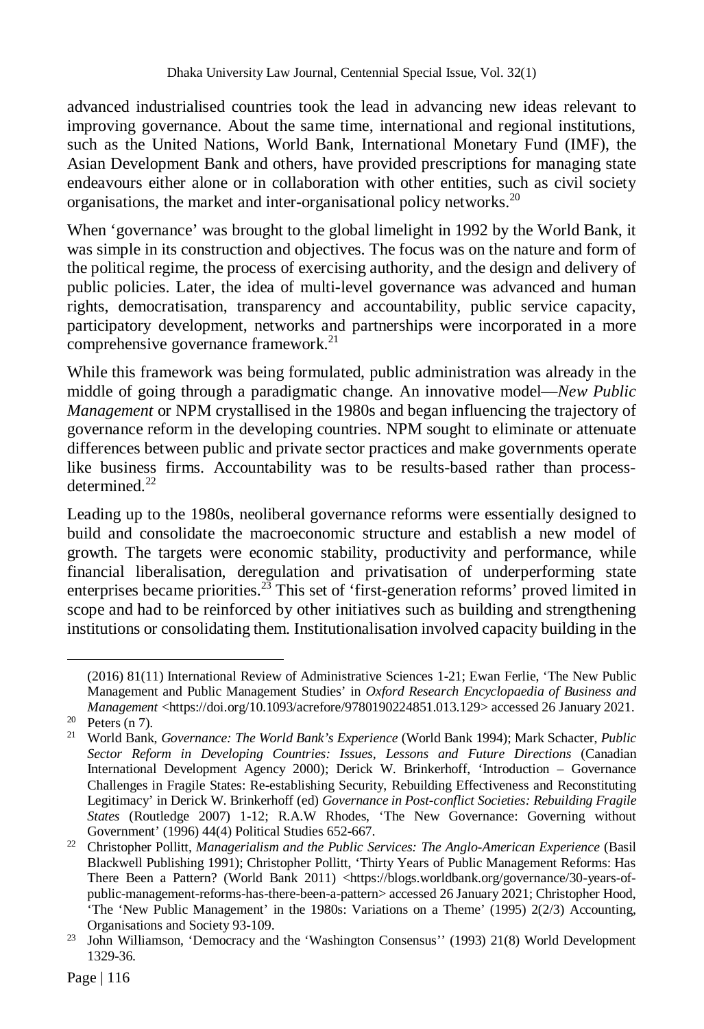advanced industrialised countries took the lead in advancing new ideas relevant to improving governance. About the same time, international and regional institutions, such as the United Nations, World Bank, International Monetary Fund (IMF), the Asian Development Bank and others, have provided prescriptions for managing state endeavours either alone or in collaboration with other entities, such as civil society organisations, the market and inter-organisational policy networks.[20]

When 'governance' was brought to the global limelight in 1992 by the World Bank, it was simple in its construction and objectives. The focus was on the nature and form of the political regime, the process of exercising authority, and the design and delivery of public policies. Later, the idea of multi-level governance was advanced and human rights, democratisation, transparency and accountability, public service capacity, participatory development, networks and partnerships were incorporated in a more comprehensive governance framework.[21]

While this framework was being formulated, public administration was already in the middle of going through a paradigmatic change. An innovative model—*New Public Management* or NPM crystallised in the 1980s and began influencing the trajectory of governance reform in the developing countries. NPM sought to eliminate or attenuate differences between public and private sector practices and make governments operate like business firms. Accountability was to be results-based rather than process-determined.[22]

Leading up to the 1980s, neoliberal governance reforms were essentially designed to build and consolidate the macroeconomic structure and establish a new model of growth. The targets were economic stability, productivity and performance, while financial liberalisation, deregulation and privatisation of underperforming state enterprises became priorities.[23] This set of 'first-generation reforms' proved limited in scope and had to be reinforced by other initiatives such as building and strengthening institutions or consolidating them. Institutionalisation involved capacity building in the

---

(2016) 81(11) International Review of Administrative Sciences 1-21; Ewan Ferlie, 'The New Public Management and Public Management Studies' in *Oxford Research Encyclopaedia of Business and Management* <https://doi.org/10.1093/acrefore/9780190224851.013.129> accessed 26 January 2021.

[20] Peters (n 7).

[21] World Bank, *Governance: The World Bank's Experience* (World Bank 1994); Mark Schacter, *Public Sector Reform in Developing Countries: Issues, Lessons and Future Directions* (Canadian International Development Agency 2000); Derick W. Brinkerhoff, 'Introduction – Governance Challenges in Fragile States: Re-establishing Security, Rebuilding Effectiveness and Reconstituting Legitimacy' in Derick W. Brinkerhoff (ed) *Governance in Post-conflict Societies: Rebuilding Fragile States* (Routledge 2007) 1-12; R.A.W Rhodes, 'The New Governance: Governing without Government' (1996) 44(4) Political Studies 652-667.

[22] Christopher Pollitt, *Managerialism and the Public Services: The Anglo-American Experience* (Basil Blackwell Publishing 1991); Christopher Pollitt, 'Thirty Years of Public Management Reforms: Has There Been a Pattern? (World Bank 2011) <https://blogs.worldbank.org/governance/30-years-of-public-management-reforms-has-there-been-a-pattern> accessed 26 January 2021; Christopher Hood, 'The 'New Public Management' in the 1980s: Variations on a Theme' (1995) 2(2/3) Accounting, Organisations and Society 93-109.

[23] John Williamson, 'Democracy and the 'Washington Consensus'' (1993) 21(8) World Development 1329-36.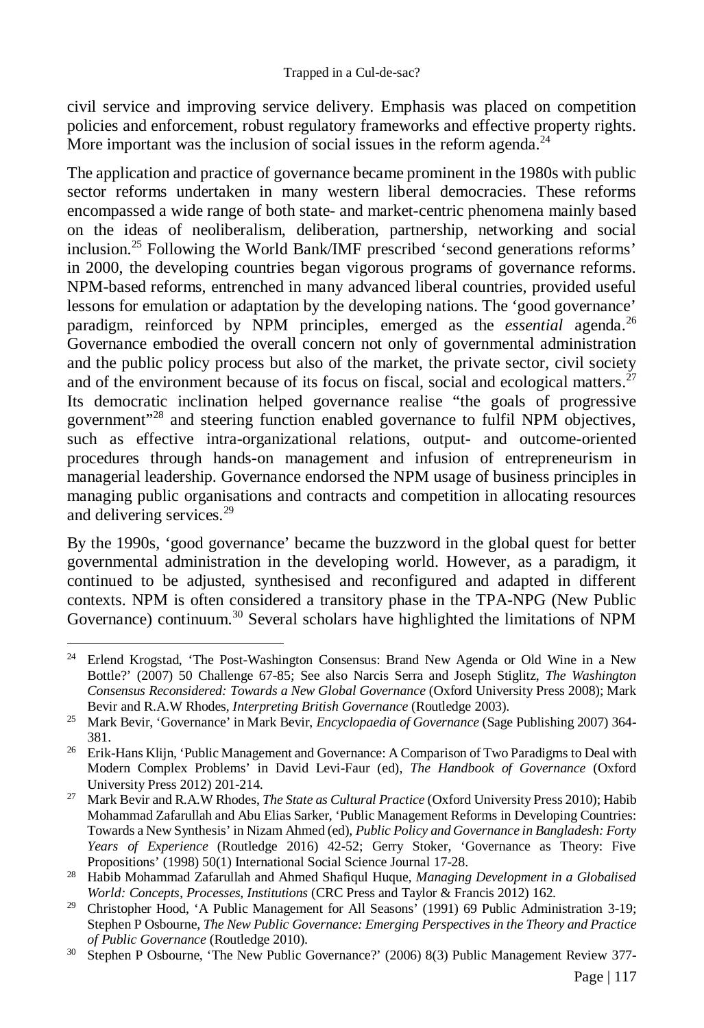civil service and improving service delivery. Emphasis was placed on competition policies and enforcement, robust regulatory frameworks and effective property rights. More important was the inclusion of social issues in the reform agenda.[24]

The application and practice of governance became prominent in the 1980s with public sector reforms undertaken in many western liberal democracies. These reforms encompassed a wide range of both state- and market-centric phenomena mainly based on the ideas of neoliberalism, deliberation, partnership, networking and social inclusion.[25] Following the World Bank/IMF prescribed 'second generations reforms' in 2000, the developing countries began vigorous programs of governance reforms. NPM-based reforms, entrenched in many advanced liberal countries, provided useful lessons for emulation or adaptation by the developing nations. The 'good governance' paradigm, reinforced by NPM principles, emerged as the *essential* agenda.[26] Governance embodied the overall concern not only of governmental administration and the public policy process but also of the market, the private sector, civil society and of the environment because of its focus on fiscal, social and ecological matters.[27] Its democratic inclination helped governance realise "the goals of progressive government"[28] and steering function enabled governance to fulfil NPM objectives, such as effective intra-organizational relations, output- and outcome-oriented procedures through hands-on management and infusion of entrepreneurism in managerial leadership. Governance endorsed the NPM usage of business principles in managing public organisations and contracts and competition in allocating resources and delivering services.[29]

By the 1990s, 'good governance' became the buzzword in the global quest for better governmental administration in the developing world. However, as a paradigm, it continued to be adjusted, synthesised and reconfigured and adapted in different contexts. NPM is often considered a transitory phase in the TPA-NPG (New Public Governance) continuum.[30] Several scholars have highlighted the limitations of NPM

---

[24] Erlend Krogstad, 'The Post-Washington Consensus: Brand New Agenda or Old Wine in a New Bottle?' (2007) 50 Challenge 67-85; See also Narcis Serra and Joseph Stiglitz, *The Washington Consensus Reconsidered: Towards a New Global Governance* (Oxford University Press 2008); Mark Bevir and R.A.W Rhodes, *Interpreting British Governance* (Routledge 2003).

[25] Mark Bevir, 'Governance' in Mark Bevir, *Encyclopaedia of Governance* (Sage Publishing 2007) 364-381.

[26] Erik-Hans Klijn, 'Public Management and Governance: A Comparison of Two Paradigms to Deal with Modern Complex Problems' in David Levi-Faur (ed), *The Handbook of Governance* (Oxford University Press 2012) 201-214.

[27] Mark Bevir and R.A.W Rhodes, *The State as Cultural Practice* (Oxford University Press 2010); Habib Mohammad Zafarullah and Abu Elias Sarker, 'Public Management Reforms in Developing Countries: Towards a New Synthesis' in Nizam Ahmed (ed), *Public Policy and Governance in Bangladesh: Forty Years of Experience* (Routledge 2016) 42-52; Gerry Stoker, 'Governance as Theory: Five Propositions' (1998) 50(1) International Social Science Journal 17-28.

[28] Habib Mohammad Zafarullah and Ahmed Shafiqul Huque, *Managing Development in a Globalised World: Concepts, Processes, Institutions* (CRC Press and Taylor & Francis 2012) 162.

[29] Christopher Hood, 'A Public Management for All Seasons' (1991) 69 Public Administration 3-19; Stephen P Osbourne, *The New Public Governance: Emerging Perspectives in the Theory and Practice of Public Governance* (Routledge 2010).

[30] Stephen P Osbourne, 'The New Public Governance?' (2006) 8(3) Public Management Review 377-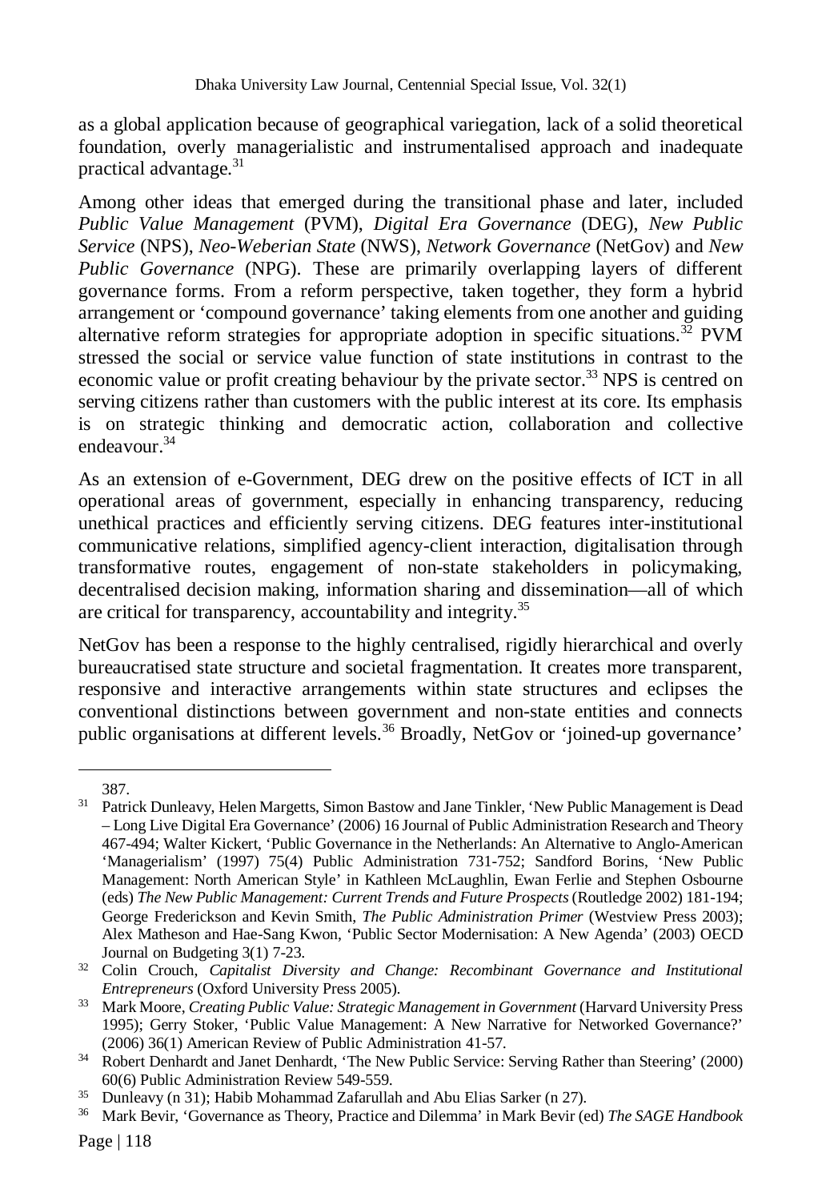as a global application because of geographical variegation, lack of a solid theoretical foundation, overly managerialistic and instrumentalised approach and inadequate practical advantage.[31]

Among other ideas that emerged during the transitional phase and later, included *Public Value Management* (PVM), *Digital Era Governance* (DEG), *New Public Service* (NPS), *Neo-Weberian State* (NWS), *Network Governance* (NetGov) and *New Public Governance* (NPG). These are primarily overlapping layers of different governance forms. From a reform perspective, taken together, they form a hybrid arrangement or 'compound governance' taking elements from one another and guiding alternative reform strategies for appropriate adoption in specific situations.[32] PVM stressed the social or service value function of state institutions in contrast to the economic value or profit creating behaviour by the private sector.[33] NPS is centred on serving citizens rather than customers with the public interest at its core. Its emphasis is on strategic thinking and democratic action, collaboration and collective endeavour.[34]

As an extension of e-Government, DEG drew on the positive effects of ICT in all operational areas of government, especially in enhancing transparency, reducing unethical practices and efficiently serving citizens. DEG features inter-institutional communicative relations, simplified agency-client interaction, digitalisation through transformative routes, engagement of non-state stakeholders in policymaking, decentralised decision making, information sharing and dissemination—all of which are critical for transparency, accountability and integrity.[35]

NetGov has been a response to the highly centralised, rigidly hierarchical and overly bureaucratised state structure and societal fragmentation. It creates more transparent, responsive and interactive arrangements within state structures and eclipses the conventional distinctions between government and non-state entities and connects public organisations at different levels.[36] Broadly, NetGov or 'joined-up governance'

---

387.

[31] Patrick Dunleavy, Helen Margetts, Simon Bastow and Jane Tinkler, 'New Public Management is Dead – Long Live Digital Era Governance' (2006) 16 Journal of Public Administration Research and Theory 467-494; Walter Kickert, 'Public Governance in the Netherlands: An Alternative to Anglo-American 'Managerialism' (1997) 75(4) Public Administration 731-752; Sandford Borins, 'New Public Management: North American Style' in Kathleen McLaughlin, Ewan Ferlie and Stephen Osbourne (eds) *The New Public Management: Current Trends and Future Prospects* (Routledge 2002) 181-194; George Frederickson and Kevin Smith, *The Public Administration Primer* (Westview Press 2003); Alex Matheson and Hae-Sang Kwon, 'Public Sector Modernisation: A New Agenda' (2003) OECD Journal on Budgeting 3(1) 7-23.

[32] Colin Crouch, *Capitalist Diversity and Change: Recombinant Governance and Institutional Entrepreneurs* (Oxford University Press 2005).

[33] Mark Moore, *Creating Public Value: Strategic Management in Government* (Harvard University Press 1995); Gerry Stoker, 'Public Value Management: A New Narrative for Networked Governance?' (2006) 36(1) American Review of Public Administration 41-57.

[34] Robert Denhardt and Janet Denhardt, 'The New Public Service: Serving Rather than Steering' (2000) 60(6) Public Administration Review 549-559.

[35] Dunleavy (n 31); Habib Mohammad Zafarullah and Abu Elias Sarker (n 27).

[36] Mark Bevir, 'Governance as Theory, Practice and Dilemma' in Mark Bevir (ed) *The SAGE Handbook*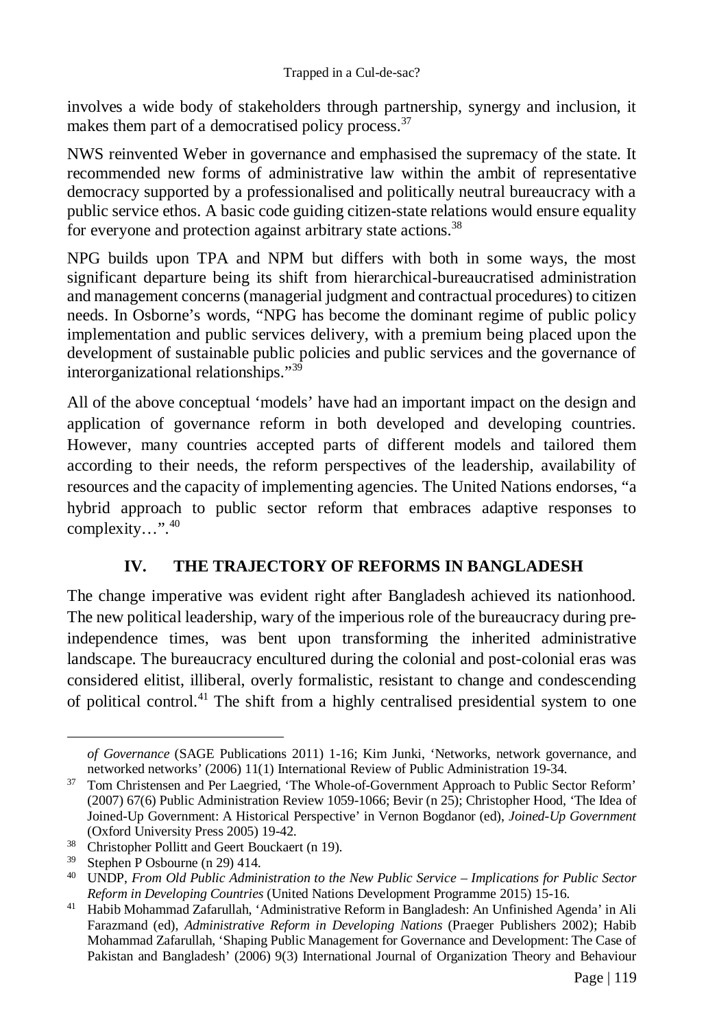involves a wide body of stakeholders through partnership, synergy and inclusion, it makes them part of a democratised policy process.[37]

NWS reinvented Weber in governance and emphasised the supremacy of the state. It recommended new forms of administrative law within the ambit of representative democracy supported by a professionalised and politically neutral bureaucracy with a public service ethos. A basic code guiding citizen-state relations would ensure equality for everyone and protection against arbitrary state actions.[38]

NPG builds upon TPA and NPM but differs with both in some ways, the most significant departure being its shift from hierarchical-bureaucratised administration and management concerns (managerial judgment and contractual procedures) to citizen needs. In Osborne's words, "NPG has become the dominant regime of public policy implementation and public services delivery, with a premium being placed upon the development of sustainable public policies and public services and the governance of interorganizational relationships."[39]

All of the above conceptual 'models' have had an important impact on the design and application of governance reform in both developed and developing countries. However, many countries accepted parts of different models and tailored them according to their needs, the reform perspectives of the leadership, availability of resources and the capacity of implementing agencies. The United Nations endorses, "a hybrid approach to public sector reform that embraces adaptive responses to complexity…".[40]

## IV. THE TRAJECTORY OF REFORMS IN BANGLADESH

The change imperative was evident right after Bangladesh achieved its nationhood. The new political leadership, wary of the imperious role of the bureaucracy during pre-independence times, was bent upon transforming the inherited administrative landscape. The bureaucracy encultured during the colonial and post-colonial eras was considered elitist, illiberal, overly formalistic, resistant to change and condescending of political control.[41] The shift from a highly centralised presidential system to one

---

*of Governance* (SAGE Publications 2011) 1-16; Kim Junki, 'Networks, network governance, and networked networks' (2006) 11(1) International Review of Public Administration 19-34.

[37] Tom Christensen and Per Laegried, 'The Whole-of-Government Approach to Public Sector Reform' (2007) 67(6) Public Administration Review 1059-1066; Bevir (n 25); Christopher Hood, 'The Idea of Joined-Up Government: A Historical Perspective' in Vernon Bogdanor (ed), *Joined-Up Government* (Oxford University Press 2005) 19-42.

[38] Christopher Pollitt and Geert Bouckaert (n 19).

[39] Stephen P Osbourne (n 29) 414.

[40] UNDP, *From Old Public Administration to the New Public Service – Implications for Public Sector Reform in Developing Countries* (United Nations Development Programme 2015) 15-16.

[41] Habib Mohammad Zafarullah, 'Administrative Reform in Bangladesh: An Unfinished Agenda' in Ali Farazmand (ed), *Administrative Reform in Developing Nations* (Praeger Publishers 2002); Habib Mohammad Zafarullah, 'Shaping Public Management for Governance and Development: The Case of Pakistan and Bangladesh' (2006) 9(3) International Journal of Organization Theory and Behaviour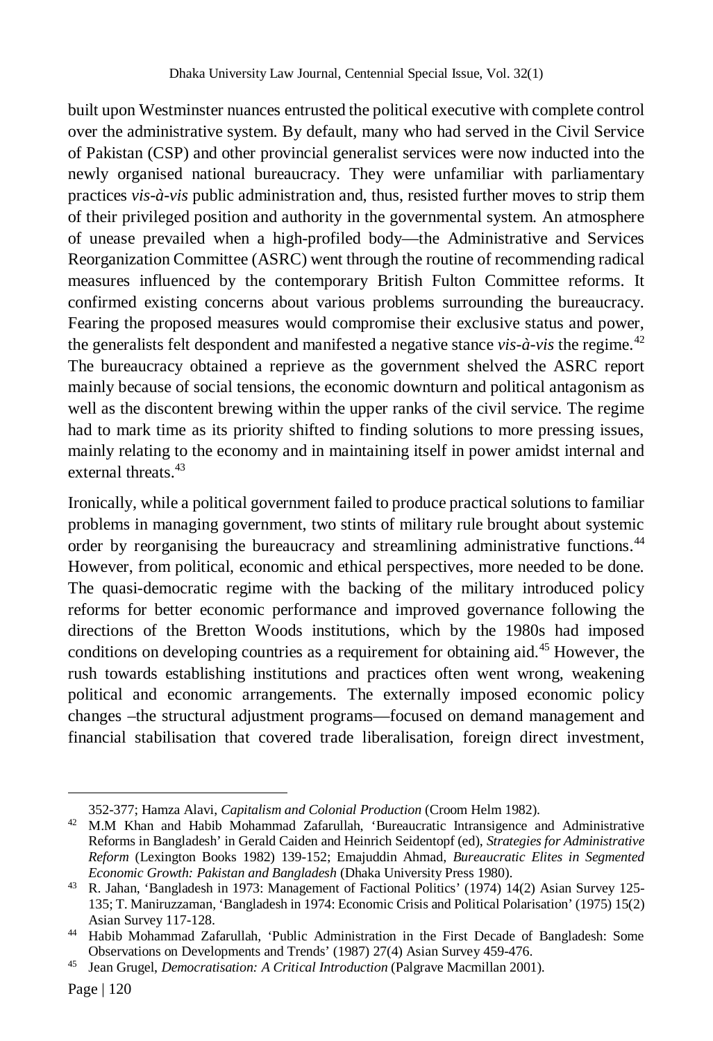built upon Westminster nuances entrusted the political executive with complete control over the administrative system. By default, many who had served in the Civil Service of Pakistan (CSP) and other provincial generalist services were now inducted into the newly organised national bureaucracy. They were unfamiliar with parliamentary practices *vis-à-vis* public administration and, thus, resisted further moves to strip them of their privileged position and authority in the governmental system. An atmosphere of unease prevailed when a high-profiled body—the Administrative and Services Reorganization Committee (ASRC) went through the routine of recommending radical measures influenced by the contemporary British Fulton Committee reforms. It confirmed existing concerns about various problems surrounding the bureaucracy. Fearing the proposed measures would compromise their exclusive status and power, the generalists felt despondent and manifested a negative stance *vis-à-vis* the regime.[42] The bureaucracy obtained a reprieve as the government shelved the ASRC report mainly because of social tensions, the economic downturn and political antagonism as well as the discontent brewing within the upper ranks of the civil service. The regime had to mark time as its priority shifted to finding solutions to more pressing issues, mainly relating to the economy and in maintaining itself in power amidst internal and external threats.[43]

Ironically, while a political government failed to produce practical solutions to familiar problems in managing government, two stints of military rule brought about systemic order by reorganising the bureaucracy and streamlining administrative functions.[44] However, from political, economic and ethical perspectives, more needed to be done. The quasi-democratic regime with the backing of the military introduced policy reforms for better economic performance and improved governance following the directions of the Bretton Woods institutions, which by the 1980s had imposed conditions on developing countries as a requirement for obtaining aid.[45] However, the rush towards establishing institutions and practices often went wrong, weakening political and economic arrangements. The externally imposed economic policy changes –the structural adjustment programs—focused on demand management and financial stabilisation that covered trade liberalisation, foreign direct investment,

---

352-377; Hamza Alavi, *Capitalism and Colonial Production* (Croom Helm 1982).

[42] M.M Khan and Habib Mohammad Zafarullah, 'Bureaucratic Intransigence and Administrative Reforms in Bangladesh' in Gerald Caiden and Heinrich Seidentopf (ed), *Strategies for Administrative Reform* (Lexington Books 1982) 139-152; Emajuddin Ahmad, *Bureaucratic Elites in Segmented Economic Growth: Pakistan and Bangladesh* (Dhaka University Press 1980).

[43] R. Jahan, 'Bangladesh in 1973: Management of Factional Politics' (1974) 14(2) Asian Survey 125-135; T. Maniruzzaman, 'Bangladesh in 1974: Economic Crisis and Political Polarisation' (1975) 15(2) Asian Survey 117-128.

[44] Habib Mohammad Zafarullah, 'Public Administration in the First Decade of Bangladesh: Some Observations on Developments and Trends' (1987) 27(4) Asian Survey 459-476.

[45] Jean Grugel, *Democratisation: A Critical Introduction* (Palgrave Macmillan 2001).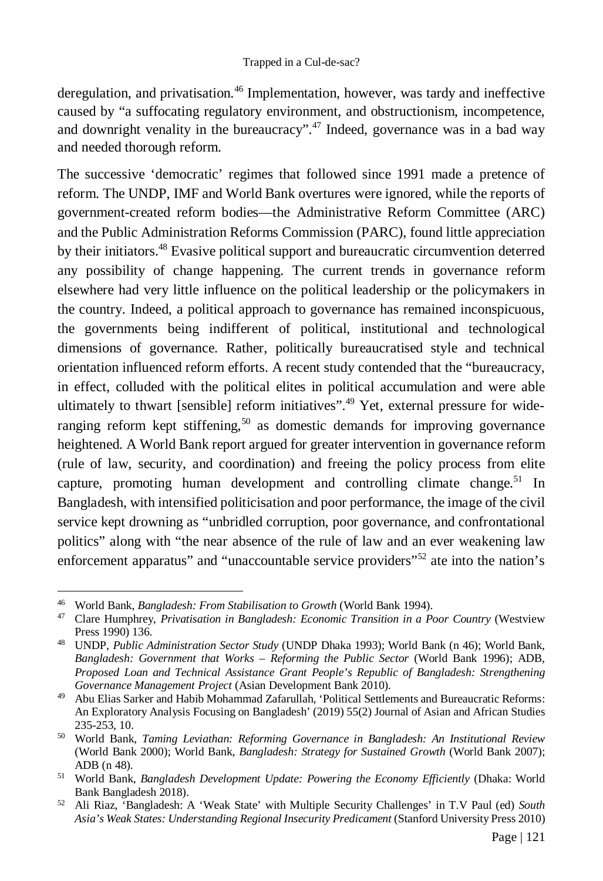deregulation, and privatisation.[46] Implementation, however, was tardy and ineffective caused by "a suffocating regulatory environment, and obstructionism, incompetence, and downright venality in the bureaucracy".[47] Indeed, governance was in a bad way and needed thorough reform.

The successive 'democratic' regimes that followed since 1991 made a pretence of reform. The UNDP, IMF and World Bank overtures were ignored, while the reports of government-created reform bodies—the Administrative Reform Committee (ARC) and the Public Administration Reforms Commission (PARC), found little appreciation by their initiators.[48] Evasive political support and bureaucratic circumvention deterred any possibility of change happening. The current trends in governance reform elsewhere had very little influence on the political leadership or the policymakers in the country. Indeed, a political approach to governance has remained inconspicuous, the governments being indifferent of political, institutional and technological dimensions of governance. Rather, politically bureaucratised style and technical orientation influenced reform efforts. A recent study contended that the "bureaucracy, in effect, colluded with the political elites in political accumulation and were able ultimately to thwart [sensible] reform initiatives".[49] Yet, external pressure for wide-ranging reform kept stiffening,[50] as domestic demands for improving governance heightened. A World Bank report argued for greater intervention in governance reform (rule of law, security, and coordination) and freeing the policy process from elite capture, promoting human development and controlling climate change.[51] In Bangladesh, with intensified politicisation and poor performance, the image of the civil service kept drowning as "unbridled corruption, poor governance, and confrontational politics" along with "the near absence of the rule of law and an ever weakening law enforcement apparatus" and "unaccountable service providers"[52] ate into the nation's

---

[46] World Bank, *Bangladesh: From Stabilisation to Growth* (World Bank 1994).

[47] Clare Humphrey, *Privatisation in Bangladesh: Economic Transition in a Poor Country* (Westview Press 1990) 136.

[48] UNDP, *Public Administration Sector Study* (UNDP Dhaka 1993); World Bank (n 46); World Bank, *Bangladesh: Government that Works – Reforming the Public Sector* (World Bank 1996); ADB, *Proposed Loan and Technical Assistance Grant People's Republic of Bangladesh: Strengthening Governance Management Project* (Asian Development Bank 2010).

[49] Abu Elias Sarker and Habib Mohammad Zafarullah, 'Political Settlements and Bureaucratic Reforms: An Exploratory Analysis Focusing on Bangladesh' (2019) 55(2) Journal of Asian and African Studies 235-253, 10.

[50] World Bank, *Taming Leviathan: Reforming Governance in Bangladesh: An Institutional Review* (World Bank 2000); World Bank, *Bangladesh: Strategy for Sustained Growth* (World Bank 2007); ADB (n 48).

[51] World Bank, *Bangladesh Development Update: Powering the Economy Efficiently* (Dhaka: World Bank Bangladesh 2018).

[52] Ali Riaz, 'Bangladesh: A 'Weak State' with Multiple Security Challenges' in T.V Paul (ed) *South Asia's Weak States: Understanding Regional Insecurity Predicament* (Stanford University Press 2010)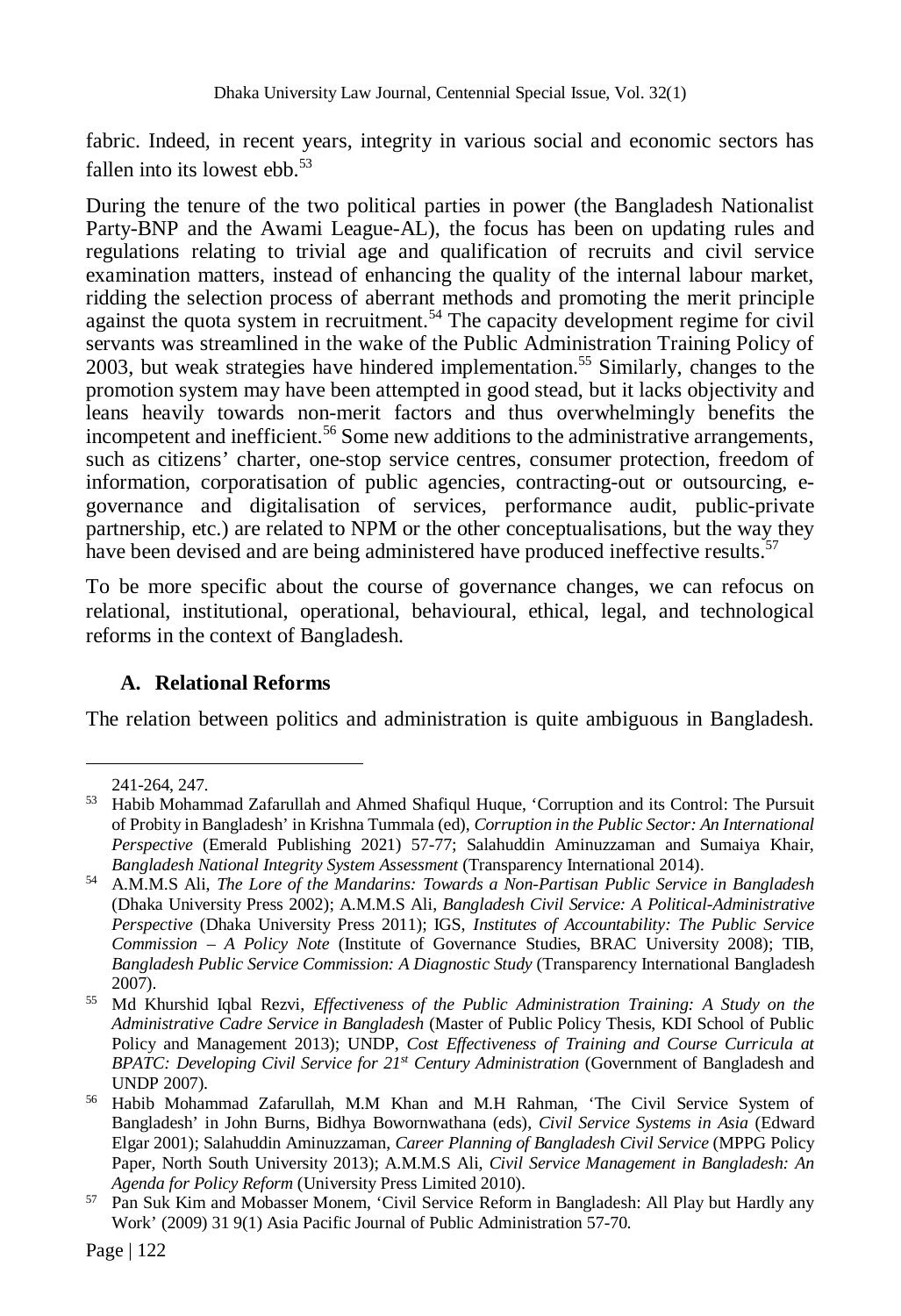fabric. Indeed, in recent years, integrity in various social and economic sectors has fallen into its lowest ebb.[53]

During the tenure of the two political parties in power (the Bangladesh Nationalist Party-BNP and the Awami League-AL), the focus has been on updating rules and regulations relating to trivial age and qualification of recruits and civil service examination matters, instead of enhancing the quality of the internal labour market, ridding the selection process of aberrant methods and promoting the merit principle against the quota system in recruitment.[54] The capacity development regime for civil servants was streamlined in the wake of the Public Administration Training Policy of 2003, but weak strategies have hindered implementation.[55] Similarly, changes to the promotion system may have been attempted in good stead, but it lacks objectivity and leans heavily towards non-merit factors and thus overwhelmingly benefits the incompetent and inefficient.[56] Some new additions to the administrative arrangements, such as citizens' charter, one-stop service centres, consumer protection, freedom of information, corporatisation of public agencies, contracting-out or outsourcing, e-governance and digitalisation of services, performance audit, public-private partnership, etc.) are related to NPM or the other conceptualisations, but the way they have been devised and are being administered have produced ineffective results.[57]

To be more specific about the course of governance changes, we can refocus on relational, institutional, operational, behavioural, ethical, legal, and technological reforms in the context of Bangladesh.

### A. Relational Reforms

The relation between politics and administration is quite ambiguous in Bangladesh.

---

241-264, 247.

[53] Habib Mohammad Zafarullah and Ahmed Shafiqul Huque, 'Corruption and its Control: The Pursuit of Probity in Bangladesh' in Krishna Tummala (ed), *Corruption in the Public Sector: An International Perspective* (Emerald Publishing 2021) 57-77; Salahuddin Aminuzzaman and Sumaiya Khair, *Bangladesh National Integrity System Assessment* (Transparency International 2014).

[54] A.M.M.S Ali, *The Lore of the Mandarins: Towards a Non-Partisan Public Service in Bangladesh* (Dhaka University Press 2002); A.M.M.S Ali, *Bangladesh Civil Service: A Political-Administrative Perspective* (Dhaka University Press 2011); IGS, *Institutes of Accountability: The Public Service Commission – A Policy Note* (Institute of Governance Studies, BRAC University 2008); TIB, *Bangladesh Public Service Commission: A Diagnostic Study* (Transparency International Bangladesh 2007).

[55] Md Khurshid Iqbal Rezvi, *Effectiveness of the Public Administration Training: A Study on the Administrative Cadre Service in Bangladesh* (Master of Public Policy Thesis, KDI School of Public Policy and Management 2013); UNDP, *Cost Effectiveness of Training and Course Curricula at BPATC: Developing Civil Service for 21st Century Administration* (Government of Bangladesh and UNDP 2007).

[56] Habib Mohammad Zafarullah, M.M Khan and M.H Rahman, 'The Civil Service System of Bangladesh' in John Burns, Bidhya Bowornwathana (eds), *Civil Service Systems in Asia* (Edward Elgar 2001); Salahuddin Aminuzzaman, *Career Planning of Bangladesh Civil Service* (MPPG Policy Paper, North South University 2013); A.M.M.S Ali, *Civil Service Management in Bangladesh: An Agenda for Policy Reform* (University Press Limited 2010).

[57] Pan Suk Kim and Mobasser Monem, 'Civil Service Reform in Bangladesh: All Play but Hardly any Work' (2009) 31 9(1) Asia Pacific Journal of Public Administration 57-70.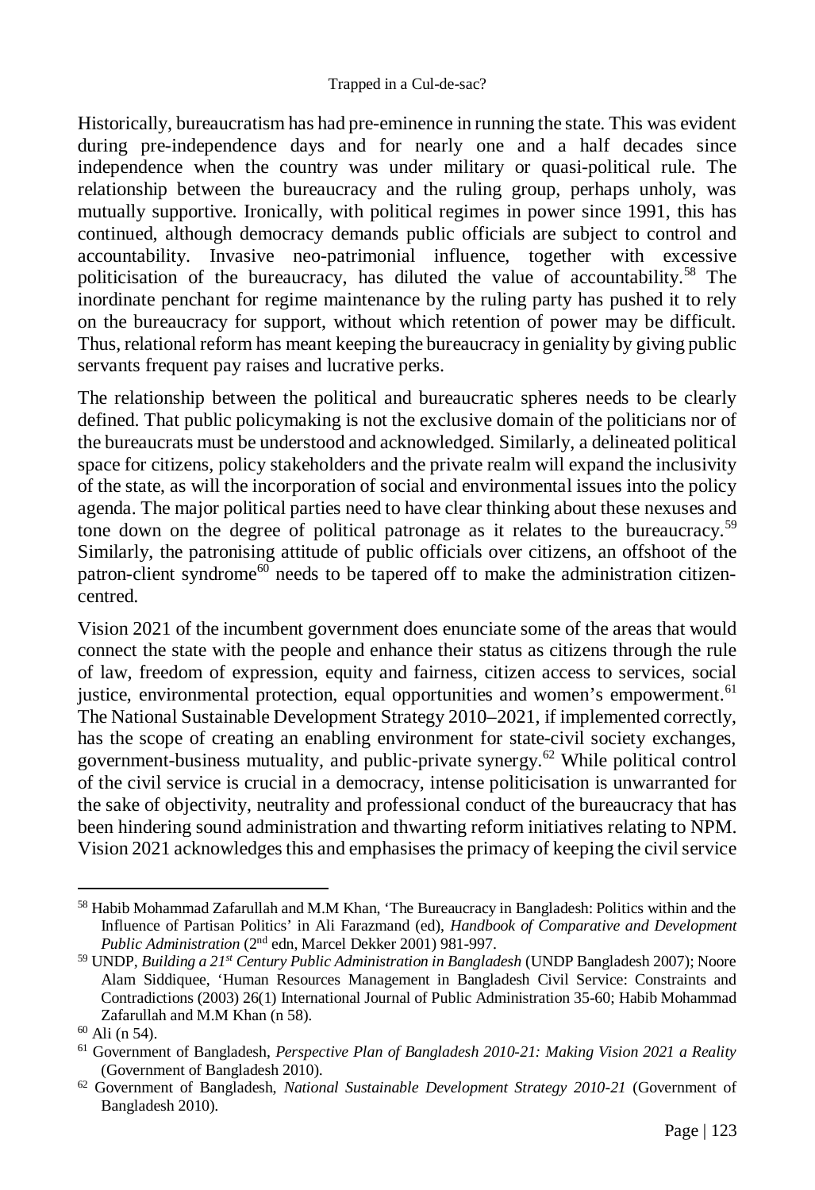Historically, bureaucratism has had pre-eminence in running the state. This was evident during pre-independence days and for nearly one and a half decades since independence when the country was under military or quasi-political rule. The relationship between the bureaucracy and the ruling group, perhaps unholy, was mutually supportive. Ironically, with political regimes in power since 1991, this has continued, although democracy demands public officials are subject to control and accountability. Invasive neo-patrimonial influence, together with excessive politicisation of the bureaucracy, has diluted the value of accountability.[58] The inordinate penchant for regime maintenance by the ruling party has pushed it to rely on the bureaucracy for support, without which retention of power may be difficult. Thus, relational reform has meant keeping the bureaucracy in geniality by giving public servants frequent pay raises and lucrative perks.

The relationship between the political and bureaucratic spheres needs to be clearly defined. That public policymaking is not the exclusive domain of the politicians nor of the bureaucrats must be understood and acknowledged. Similarly, a delineated political space for citizens, policy stakeholders and the private realm will expand the inclusivity of the state, as will the incorporation of social and environmental issues into the policy agenda. The major political parties need to have clear thinking about these nexuses and tone down on the degree of political patronage as it relates to the bureaucracy.[59] Similarly, the patronising attitude of public officials over citizens, an offshoot of the patron-client syndrome[60] needs to be tapered off to make the administration citizen-centred.

Vision 2021 of the incumbent government does enunciate some of the areas that would connect the state with the people and enhance their status as citizens through the rule of law, freedom of expression, equity and fairness, citizen access to services, social justice, environmental protection, equal opportunities and women's empowerment.[61] The National Sustainable Development Strategy 2010–2021, if implemented correctly, has the scope of creating an enabling environment for state-civil society exchanges, government-business mutuality, and public-private synergy.[62] While political control of the civil service is crucial in a democracy, intense politicisation is unwarranted for the sake of objectivity, neutrality and professional conduct of the bureaucracy that has been hindering sound administration and thwarting reform initiatives relating to NPM. Vision 2021 acknowledges this and emphasises the primacy of keeping the civil service

---

[58] Habib Mohammad Zafarullah and M.M Khan, 'The Bureaucracy in Bangladesh: Politics within and the Influence of Partisan Politics' in Ali Farazmand (ed), *Handbook of Comparative and Development Public Administration* (2nd edn, Marcel Dekker 2001) 981-997.

[59] UNDP, *Building a 21st Century Public Administration in Bangladesh* (UNDP Bangladesh 2007); Noore Alam Siddiquee, 'Human Resources Management in Bangladesh Civil Service: Constraints and Contradictions (2003) 26(1) International Journal of Public Administration 35-60; Habib Mohammad Zafarullah and M.M Khan (n 58).

[60] Ali (n 54).

[61] Government of Bangladesh, *Perspective Plan of Bangladesh 2010-21: Making Vision 2021 a Reality* (Government of Bangladesh 2010).

[62] Government of Bangladesh, *National Sustainable Development Strategy 2010-21* (Government of Bangladesh 2010).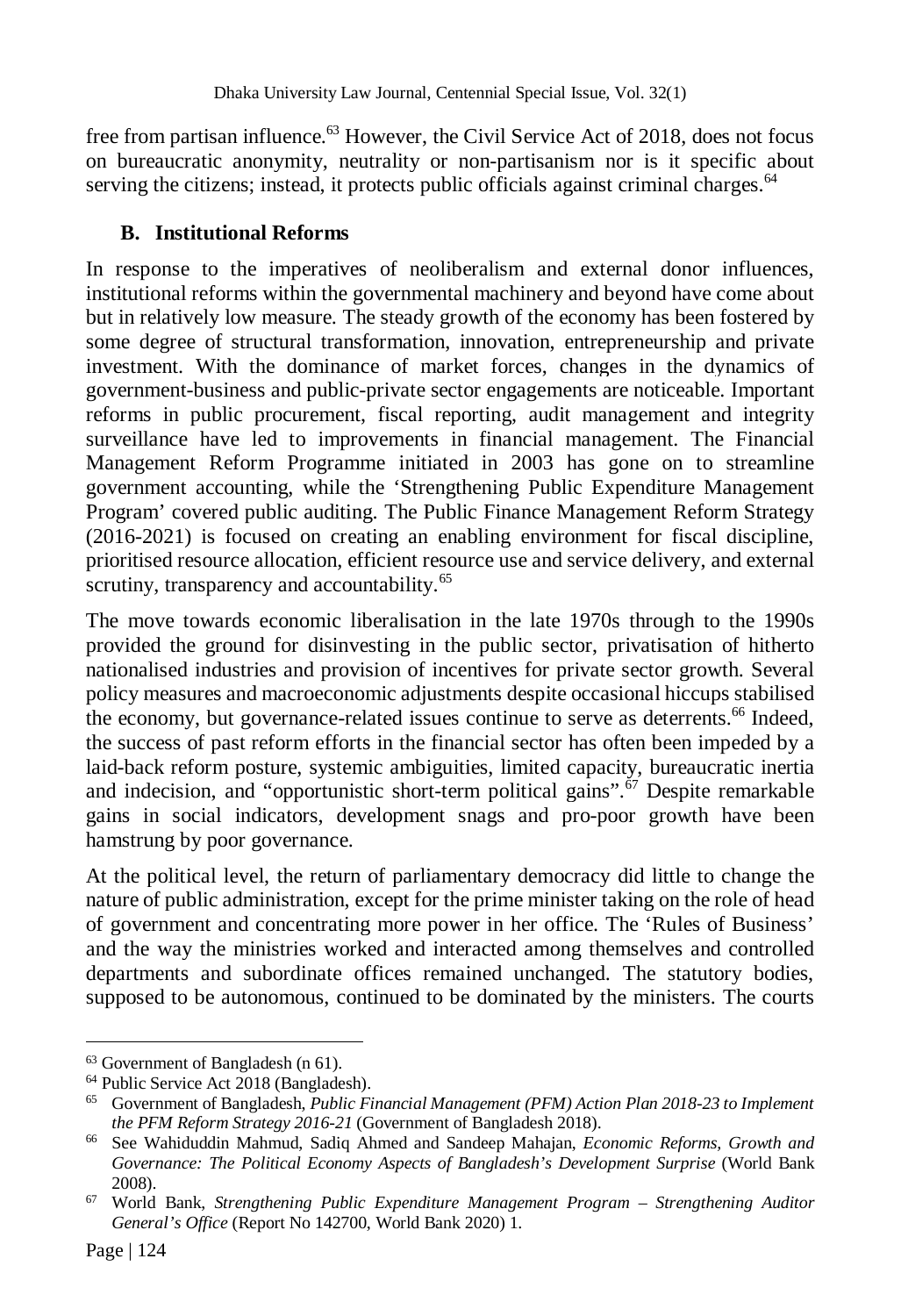free from partisan influence.[63] However, the Civil Service Act of 2018, does not focus on bureaucratic anonymity, neutrality or non-partisanism nor is it specific about serving the citizens; instead, it protects public officials against criminal charges.[64]

### B. Institutional Reforms

In response to the imperatives of neoliberalism and external donor influences, institutional reforms within the governmental machinery and beyond have come about but in relatively low measure. The steady growth of the economy has been fostered by some degree of structural transformation, innovation, entrepreneurship and private investment. With the dominance of market forces, changes in the dynamics of government-business and public-private sector engagements are noticeable. Important reforms in public procurement, fiscal reporting, audit management and integrity surveillance have led to improvements in financial management. The Financial Management Reform Programme initiated in 2003 has gone on to streamline government accounting, while the 'Strengthening Public Expenditure Management Program' covered public auditing. The Public Finance Management Reform Strategy (2016-2021) is focused on creating an enabling environment for fiscal discipline, prioritised resource allocation, efficient resource use and service delivery, and external scrutiny, transparency and accountability.[65]

The move towards economic liberalisation in the late 1970s through to the 1990s provided the ground for disinvesting in the public sector, privatisation of hitherto nationalised industries and provision of incentives for private sector growth. Several policy measures and macroeconomic adjustments despite occasional hiccups stabilised the economy, but governance-related issues continue to serve as deterrents.[66] Indeed, the success of past reform efforts in the financial sector has often been impeded by a laid-back reform posture, systemic ambiguities, limited capacity, bureaucratic inertia and indecision, and "opportunistic short-term political gains".[67] Despite remarkable gains in social indicators, development snags and pro-poor growth have been hamstrung by poor governance.

At the political level, the return of parliamentary democracy did little to change the nature of public administration, except for the prime minister taking on the role of head of government and concentrating more power in her office. The 'Rules of Business' and the way the ministries worked and interacted among themselves and controlled departments and subordinate offices remained unchanged. The statutory bodies, supposed to be autonomous, continued to be dominated by the ministers. The courts

---

[63] Government of Bangladesh (n 61).

[64] Public Service Act 2018 (Bangladesh).

[65] Government of Bangladesh, *Public Financial Management (PFM) Action Plan 2018-23 to Implement the PFM Reform Strategy 2016-21* (Government of Bangladesh 2018).

[66] See Wahiduddin Mahmud, Sadiq Ahmed and Sandeep Mahajan, *Economic Reforms, Growth and Governance: The Political Economy Aspects of Bangladesh's Development Surprise* (World Bank 2008).

[67] World Bank, *Strengthening Public Expenditure Management Program – Strengthening Auditor General's Office* (Report No 142700, World Bank 2020) 1.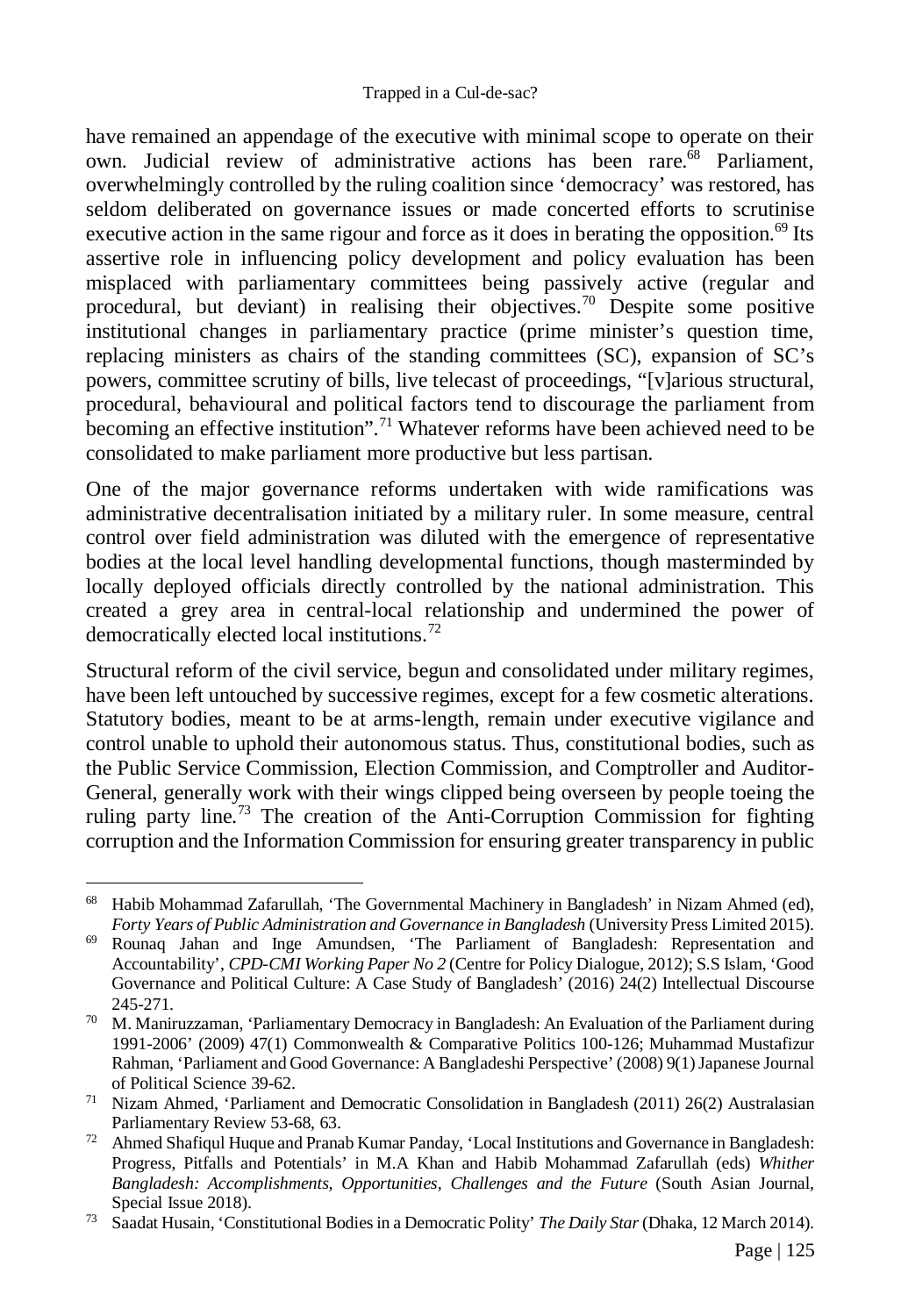have remained an appendage of the executive with minimal scope to operate on their own. Judicial review of administrative actions has been rare.[68] Parliament, overwhelmingly controlled by the ruling coalition since 'democracy' was restored, has seldom deliberated on governance issues or made concerted efforts to scrutinise executive action in the same rigour and force as it does in berating the opposition.[69] Its assertive role in influencing policy development and policy evaluation has been misplaced with parliamentary committees being passively active (regular and procedural, but deviant) in realising their objectives.[70] Despite some positive institutional changes in parliamentary practice (prime minister's question time, replacing ministers as chairs of the standing committees (SC), expansion of SC's powers, committee scrutiny of bills, live telecast of proceedings, "[v]arious structural, procedural, behavioural and political factors tend to discourage the parliament from becoming an effective institution".[71] Whatever reforms have been achieved need to be consolidated to make parliament more productive but less partisan.

One of the major governance reforms undertaken with wide ramifications was administrative decentralisation initiated by a military ruler. In some measure, central control over field administration was diluted with the emergence of representative bodies at the local level handling developmental functions, though masterminded by locally deployed officials directly controlled by the national administration. This created a grey area in central-local relationship and undermined the power of democratically elected local institutions.[72]

Structural reform of the civil service, begun and consolidated under military regimes, have been left untouched by successive regimes, except for a few cosmetic alterations. Statutory bodies, meant to be at arms-length, remain under executive vigilance and control unable to uphold their autonomous status. Thus, constitutional bodies, such as the Public Service Commission, Election Commission, and Comptroller and Auditor-General, generally work with their wings clipped being overseen by people toeing the ruling party line.[73] The creation of the Anti-Corruption Commission for fighting corruption and the Information Commission for ensuring greater transparency in public

---

68 Habib Mohammad Zafarullah, 'The Governmental Machinery in Bangladesh' in Nizam Ahmed (ed), *Forty Years of Public Administration and Governance in Bangladesh* (University Press Limited 2015).

69 Rounaq Jahan and Inge Amundsen, 'The Parliament of Bangladesh: Representation and Accountability', *CPD-CMI Working Paper No 2* (Centre for Policy Dialogue, 2012); S.S Islam, 'Good Governance and Political Culture: A Case Study of Bangladesh' (2016) 24(2) Intellectual Discourse 245-271.

70 M. Maniruzzaman, 'Parliamentary Democracy in Bangladesh: An Evaluation of the Parliament during 1991-2006' (2009) 47(1) Commonwealth & Comparative Politics 100-126; Muhammad Mustafizur Rahman, 'Parliament and Good Governance: A Bangladeshi Perspective' (2008) 9(1) Japanese Journal of Political Science 39-62.

71 Nizam Ahmed, 'Parliament and Democratic Consolidation in Bangladesh (2011) 26(2) Australasian Parliamentary Review 53-68, 63.

72 Ahmed Shafiqul Huque and Pranab Kumar Panday, 'Local Institutions and Governance in Bangladesh: Progress, Pitfalls and Potentials' in M.A Khan and Habib Mohammad Zafarullah (eds) *Whither Bangladesh: Accomplishments, Opportunities, Challenges and the Future* (South Asian Journal, Special Issue 2018).

73 Saadat Husain, 'Constitutional Bodies in a Democratic Polity' *The Daily Star* (Dhaka, 12 March 2014).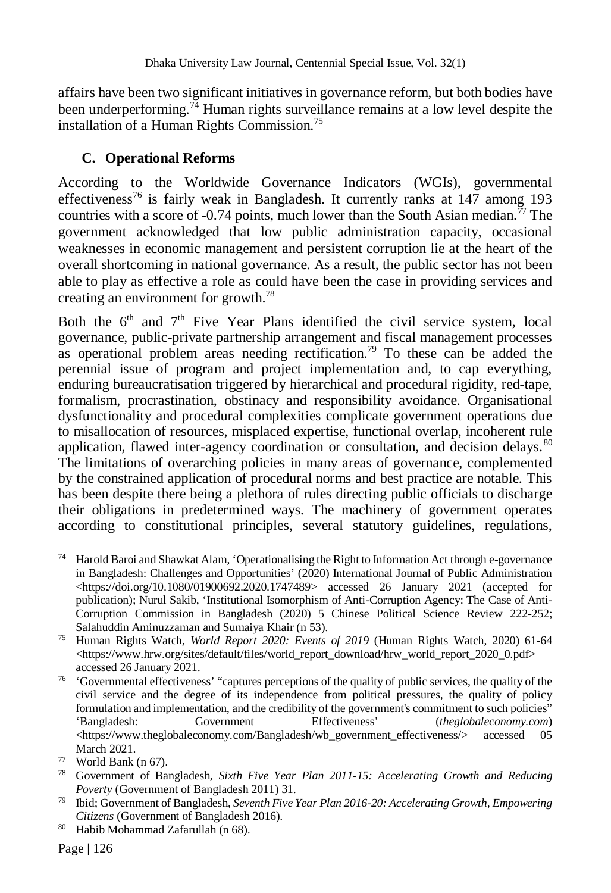affairs have been two significant initiatives in governance reform, but both bodies have been underperforming.[74] Human rights surveillance remains at a low level despite the installation of a Human Rights Commission.[75]

### C. Operational Reforms

According to the Worldwide Governance Indicators (WGIs), governmental effectiveness[76] is fairly weak in Bangladesh. It currently ranks at 147 among 193 countries with a score of -0.74 points, much lower than the South Asian median.[77] The government acknowledged that low public administration capacity, occasional weaknesses in economic management and persistent corruption lie at the heart of the overall shortcoming in national governance. As a result, the public sector has not been able to play as effective a role as could have been the case in providing services and creating an environment for growth.[78]

Both the 6th and 7th Five Year Plans identified the civil service system, local governance, public-private partnership arrangement and fiscal management processes as operational problem areas needing rectification.[79] To these can be added the perennial issue of program and project implementation and, to cap everything, enduring bureaucratisation triggered by hierarchical and procedural rigidity, red-tape, formalism, procrastination, obstinacy and responsibility avoidance. Organisational dysfunctionality and procedural complexities complicate government operations due to misallocation of resources, misplaced expertise, functional overlap, incoherent rule application, flawed inter-agency coordination or consultation, and decision delays.[80] The limitations of overarching policies in many areas of governance, complemented by the constrained application of procedural norms and best practice are notable. This has been despite there being a plethora of rules directing public officials to discharge their obligations in predetermined ways. The machinery of government operates according to constitutional principles, several statutory guidelines, regulations,

---

[74] Harold Baroi and Shawkat Alam, 'Operationalising the Right to Information Act through e-governance in Bangladesh: Challenges and Opportunities' (2020) International Journal of Public Administration <https://doi.org/10.1080/01900692.2020.1747489> accessed 26 January 2021 (accepted for publication); Nurul Sakib, 'Institutional Isomorphism of Anti-Corruption Agency: The Case of Anti-Corruption Commission in Bangladesh (2020) 5 Chinese Political Science Review 222-252; Salahuddin Aminuzzaman and Sumaiya Khair (n 53).

[75] Human Rights Watch, *World Report 2020: Events of 2019* (Human Rights Watch, 2020) 61-64 <https://www.hrw.org/sites/default/files/world_report_download/hrw_world_report_2020_0.pdf> accessed 26 January 2021.

[76] 'Governmental effectiveness' "captures perceptions of the quality of public services, the quality of the civil service and the degree of its independence from political pressures, the quality of policy formulation and implementation, and the credibility of the government's commitment to such policies" 'Bangladesh: Government Effectiveness' (*theglobaleconomy.com*) <https://www.theglobaleconomy.com/Bangladesh/wb_government_effectiveness/> accessed 05 March 2021.

[77] World Bank (n 67).

[78] Government of Bangladesh, *Sixth Five Year Plan 2011-15: Accelerating Growth and Reducing Poverty* (Government of Bangladesh 2011) 31.

[79] Ibid; Government of Bangladesh, *Seventh Five Year Plan 2016-20: Accelerating Growth, Empowering Citizens* (Government of Bangladesh 2016).

[80] Habib Mohammad Zafarullah (n 68).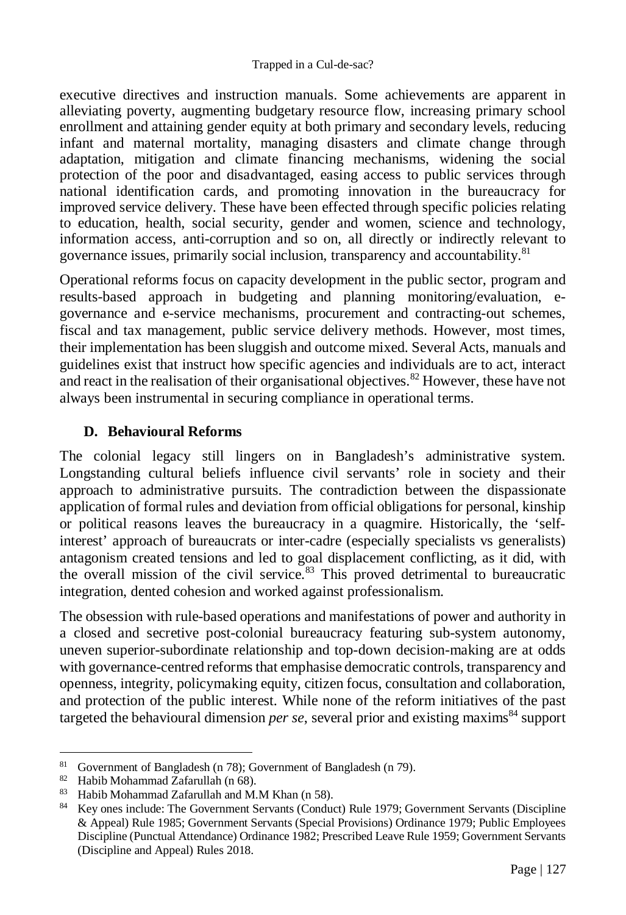executive directives and instruction manuals. Some achievements are apparent in alleviating poverty, augmenting budgetary resource flow, increasing primary school enrollment and attaining gender equity at both primary and secondary levels, reducing infant and maternal mortality, managing disasters and climate change through adaptation, mitigation and climate financing mechanisms, widening the social protection of the poor and disadvantaged, easing access to public services through national identification cards, and promoting innovation in the bureaucracy for improved service delivery. These have been effected through specific policies relating to education, health, social security, gender and women, science and technology, information access, anti-corruption and so on, all directly or indirectly relevant to governance issues, primarily social inclusion, transparency and accountability.[81]

Operational reforms focus on capacity development in the public sector, program and results-based approach in budgeting and planning monitoring/evaluation, e-governance and e-service mechanisms, procurement and contracting-out schemes, fiscal and tax management, public service delivery methods. However, most times, their implementation has been sluggish and outcome mixed. Several Acts, manuals and guidelines exist that instruct how specific agencies and individuals are to act, interact and react in the realisation of their organisational objectives.[82] However, these have not always been instrumental in securing compliance in operational terms.

### D. Behavioural Reforms

The colonial legacy still lingers on in Bangladesh's administrative system. Longstanding cultural beliefs influence civil servants' role in society and their approach to administrative pursuits. The contradiction between the dispassionate application of formal rules and deviation from official obligations for personal, kinship or political reasons leaves the bureaucracy in a quagmire. Historically, the 'self-interest' approach of bureaucrats or inter-cadre (especially specialists vs generalists) antagonism created tensions and led to goal displacement conflicting, as it did, with the overall mission of the civil service.[83] This proved detrimental to bureaucratic integration, dented cohesion and worked against professionalism.

The obsession with rule-based operations and manifestations of power and authority in a closed and secretive post-colonial bureaucracy featuring sub-system autonomy, uneven superior-subordinate relationship and top-down decision-making are at odds with governance-centred reforms that emphasise democratic controls, transparency and openness, integrity, policymaking equity, citizen focus, consultation and collaboration, and protection of the public interest. While none of the reform initiatives of the past targeted the behavioural dimension *per se*, several prior and existing maxims[84] support

---

[81] Government of Bangladesh (n 78); Government of Bangladesh (n 79).

[82] Habib Mohammad Zafarullah (n 68).

[83] Habib Mohammad Zafarullah and M.M Khan (n 58).

[84] Key ones include: The Government Servants (Conduct) Rule 1979; Government Servants (Discipline & Appeal) Rule 1985; Government Servants (Special Provisions) Ordinance 1979; Public Employees Discipline (Punctual Attendance) Ordinance 1982; Prescribed Leave Rule 1959; Government Servants (Discipline and Appeal) Rules 2018.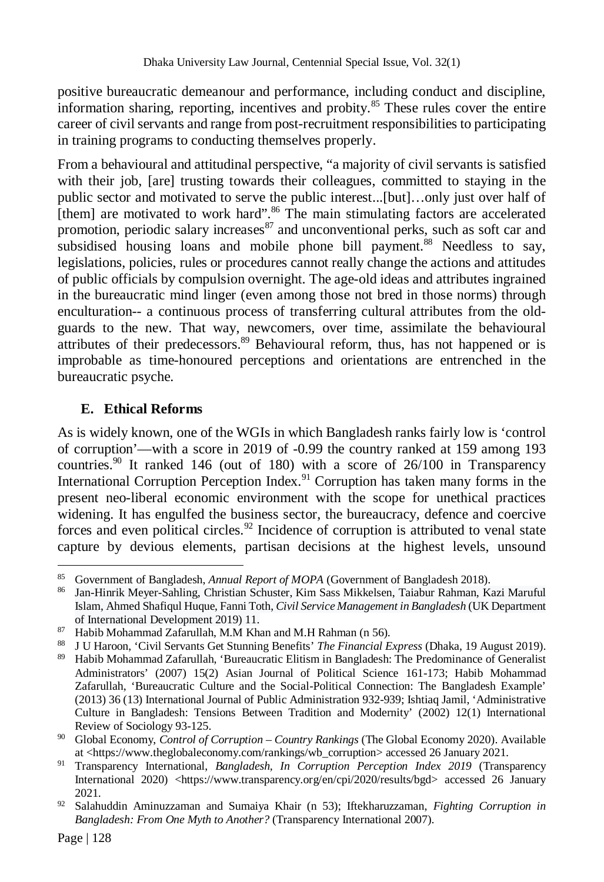positive bureaucratic demeanour and performance, including conduct and discipline, information sharing, reporting, incentives and probity.[85] These rules cover the entire career of civil servants and range from post-recruitment responsibilities to participating in training programs to conducting themselves properly.

From a behavioural and attitudinal perspective, "a majority of civil servants is satisfied with their job, [are] trusting towards their colleagues, committed to staying in the public sector and motivated to serve the public interest...[but]…only just over half of [them] are motivated to work hard".[86] The main stimulating factors are accelerated promotion, periodic salary increases[87] and unconventional perks, such as soft car and subsidised housing loans and mobile phone bill payment.[88] Needless to say, legislations, policies, rules or procedures cannot really change the actions and attitudes of public officials by compulsion overnight. The age-old ideas and attributes ingrained in the bureaucratic mind linger (even among those not bred in those norms) through enculturation-- a continuous process of transferring cultural attributes from the old-guards to the new. That way, newcomers, over time, assimilate the behavioural attributes of their predecessors.[89] Behavioural reform, thus, has not happened or is improbable as time-honoured perceptions and orientations are entrenched in the bureaucratic psyche.

### E. Ethical Reforms

As is widely known, one of the WGIs in which Bangladesh ranks fairly low is 'control of corruption'—with a score in 2019 of -0.99 the country ranked at 159 among 193 countries.[90] It ranked 146 (out of 180) with a score of 26/100 in Transparency International Corruption Perception Index.[91] Corruption has taken many forms in the present neo-liberal economic environment with the scope for unethical practices widening. It has engulfed the business sector, the bureaucracy, defence and coercive forces and even political circles.[92] Incidence of corruption is attributed to venal state capture by devious elements, partisan decisions at the highest levels, unsound

---

[85] Government of Bangladesh, *Annual Report of MOPA* (Government of Bangladesh 2018).

[86] Jan-Hinrik Meyer-Sahling, Christian Schuster, Kim Sass Mikkelsen, Taiabur Rahman, Kazi Maruful Islam, Ahmed Shafiqul Huque, Fanni Toth, *Civil Service Management in Bangladesh* (UK Department of International Development 2019) 11.

[87] Habib Mohammad Zafarullah, M.M Khan and M.H Rahman (n 56).

[88] J U Haroon, 'Civil Servants Get Stunning Benefits' *The Financial Express* (Dhaka, 19 August 2019).

[89] Habib Mohammad Zafarullah, 'Bureaucratic Elitism in Bangladesh: The Predominance of Generalist Administrators' (2007) 15(2) Asian Journal of Political Science 161-173; Habib Mohammad Zafarullah, 'Bureaucratic Culture and the Social-Political Connection: The Bangladesh Example' (2013) 36 (13) International Journal of Public Administration 932-939; Ishtiaq Jamil, 'Administrative Culture in Bangladesh: Tensions Between Tradition and Modernity' (2002) 12(1) International Review of Sociology 93-125.

[90] Global Economy, *Control of Corruption – Country Rankings* (The Global Economy 2020). Available at <https://www.theglobaleconomy.com/rankings/wb_corruption> accessed 26 January 2021.

[91] Transparency International, *Bangladesh, In Corruption Perception Index 2019* (Transparency International 2020) <https://www.transparency.org/en/cpi/2020/results/bgd> accessed 26 January 2021.

[92] Salahuddin Aminuzzaman and Sumaiya Khair (n 53); Iftekharuzzaman, *Fighting Corruption in Bangladesh: From One Myth to Another?* (Transparency International 2007).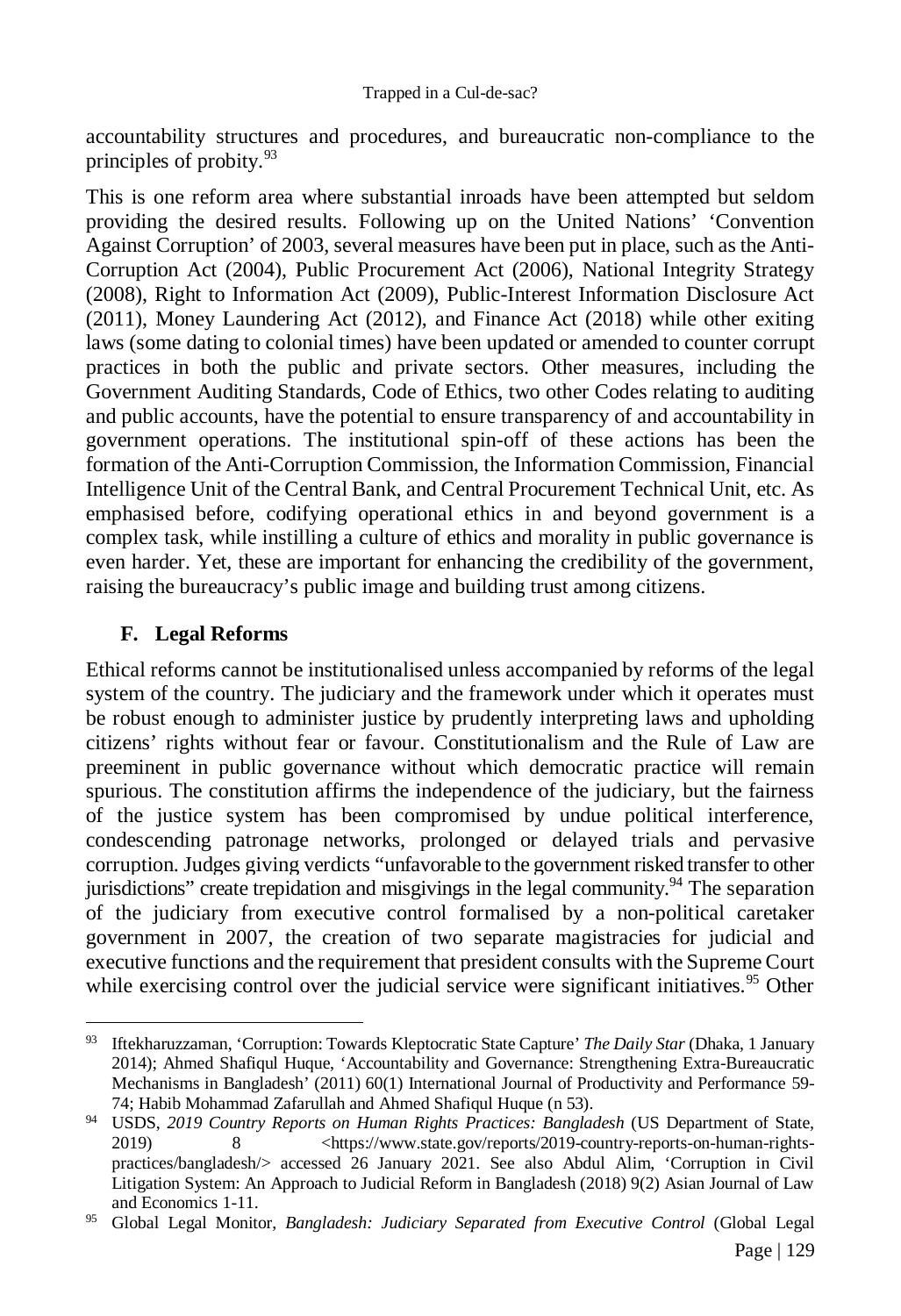accountability structures and procedures, and bureaucratic non-compliance to the principles of probity.[93]

This is one reform area where substantial inroads have been attempted but seldom providing the desired results. Following up on the United Nations' 'Convention Against Corruption' of 2003, several measures have been put in place, such as the Anti-Corruption Act (2004), Public Procurement Act (2006), National Integrity Strategy (2008), Right to Information Act (2009), Public-Interest Information Disclosure Act (2011), Money Laundering Act (2012), and Finance Act (2018) while other exiting laws (some dating to colonial times) have been updated or amended to counter corrupt practices in both the public and private sectors. Other measures, including the Government Auditing Standards, Code of Ethics, two other Codes relating to auditing and public accounts, have the potential to ensure transparency of and accountability in government operations. The institutional spin-off of these actions has been the formation of the Anti-Corruption Commission, the Information Commission, Financial Intelligence Unit of the Central Bank, and Central Procurement Technical Unit, etc. As emphasised before, codifying operational ethics in and beyond government is a complex task, while instilling a culture of ethics and morality in public governance is even harder. Yet, these are important for enhancing the credibility of the government, raising the bureaucracy's public image and building trust among citizens.

### F. Legal Reforms

Ethical reforms cannot be institutionalised unless accompanied by reforms of the legal system of the country. The judiciary and the framework under which it operates must be robust enough to administer justice by prudently interpreting laws and upholding citizens' rights without fear or favour. Constitutionalism and the Rule of Law are preeminent in public governance without which democratic practice will remain spurious. The constitution affirms the independence of the judiciary, but the fairness of the justice system has been compromised by undue political interference, condescending patronage networks, prolonged or delayed trials and pervasive corruption. Judges giving verdicts "unfavorable to the government risked transfer to other jurisdictions" create trepidation and misgivings in the legal community.[94] The separation of the judiciary from executive control formalised by a non-political caretaker government in 2007, the creation of two separate magistracies for judicial and executive functions and the requirement that president consults with the Supreme Court while exercising control over the judicial service were significant initiatives.[95] Other

---

[93] Iftekharuzzaman, 'Corruption: Towards Kleptocratic State Capture' *The Daily Star* (Dhaka, 1 January 2014); Ahmed Shafiqul Huque, 'Accountability and Governance: Strengthening Extra-Bureaucratic Mechanisms in Bangladesh' (2011) 60(1) International Journal of Productivity and Performance 59-74; Habib Mohammad Zafarullah and Ahmed Shafiqul Huque (n 53).

[94] USDS, *2019 Country Reports on Human Rights Practices: Bangladesh* (US Department of State, 2019) 8 <https://www.state.gov/reports/2019-country-reports-on-human-rights-practices/bangladesh/> accessed 26 January 2021. See also Abdul Alim, 'Corruption in Civil Litigation System: An Approach to Judicial Reform in Bangladesh (2018) 9(2) Asian Journal of Law and Economics 1-11.

[95] Global Legal Monitor, *Bangladesh: Judiciary Separated from Executive Control* (Global Legal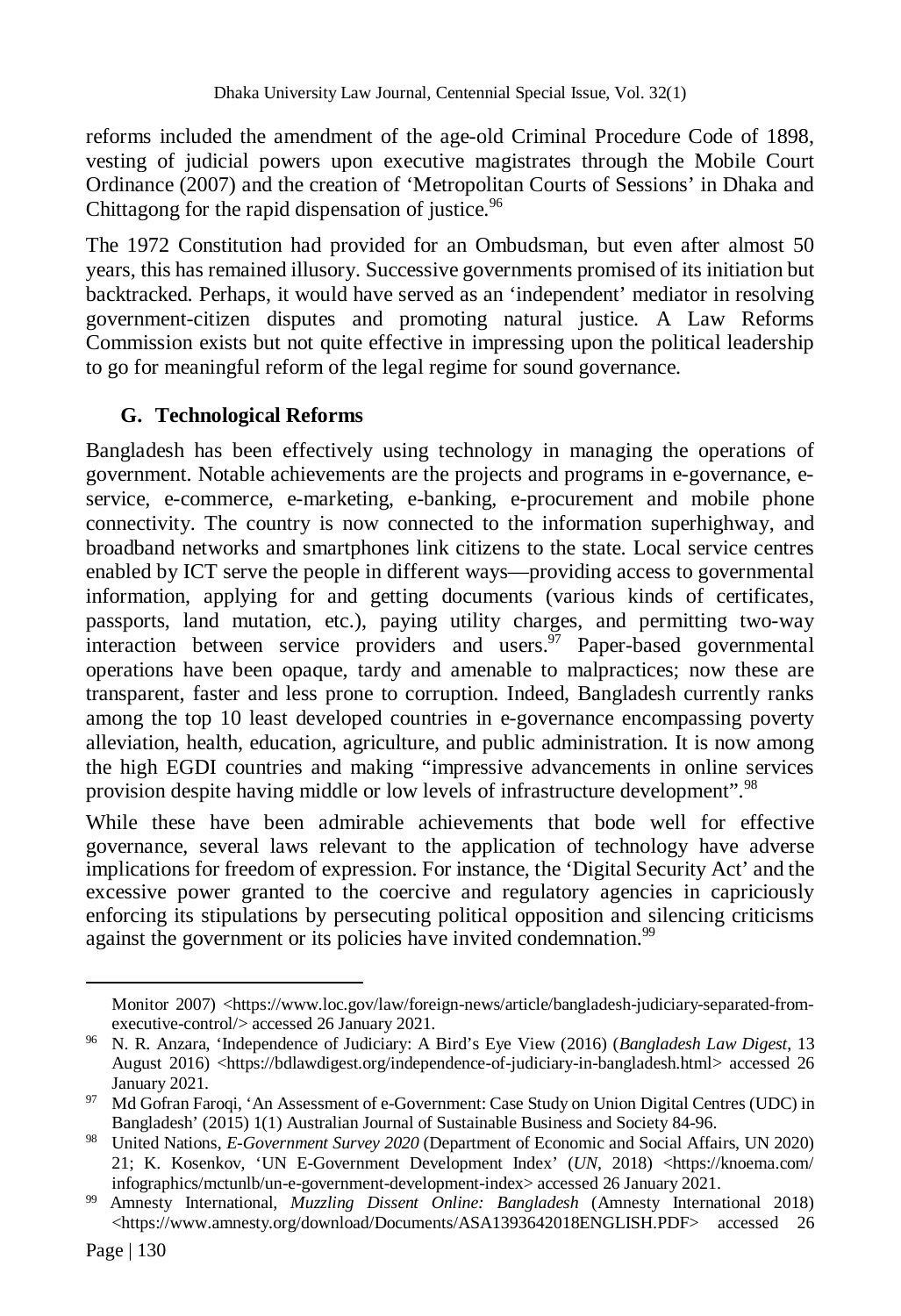reforms included the amendment of the age-old Criminal Procedure Code of 1898, vesting of judicial powers upon executive magistrates through the Mobile Court Ordinance (2007) and the creation of 'Metropolitan Courts of Sessions' in Dhaka and Chittagong for the rapid dispensation of justice.[96]

The 1972 Constitution had provided for an Ombudsman, but even after almost 50 years, this has remained illusory. Successive governments promised of its initiation but backtracked. Perhaps, it would have served as an 'independent' mediator in resolving government-citizen disputes and promoting natural justice. A Law Reforms Commission exists but not quite effective in impressing upon the political leadership to go for meaningful reform of the legal regime for sound governance.

### G. Technological Reforms

Bangladesh has been effectively using technology in managing the operations of government. Notable achievements are the projects and programs in e-governance, e-service, e-commerce, e-marketing, e-banking, e-procurement and mobile phone connectivity. The country is now connected to the information superhighway, and broadband networks and smartphones link citizens to the state. Local service centres enabled by ICT serve the people in different ways—providing access to governmental information, applying for and getting documents (various kinds of certificates, passports, land mutation, etc.), paying utility charges, and permitting two-way interaction between service providers and users.[97] Paper-based governmental operations have been opaque, tardy and amenable to malpractices; now these are transparent, faster and less prone to corruption. Indeed, Bangladesh currently ranks among the top 10 least developed countries in e-governance encompassing poverty alleviation, health, education, agriculture, and public administration. It is now among the high EGDI countries and making "impressive advancements in online services provision despite having middle or low levels of infrastructure development".[98]

While these have been admirable achievements that bode well for effective governance, several laws relevant to the application of technology have adverse implications for freedom of expression. For instance, the 'Digital Security Act' and the excessive power granted to the coercive and regulatory agencies in capriciously enforcing its stipulations by persecuting political opposition and silencing criticisms against the government or its policies have invited condemnation.[99]

---

Monitor 2007) <https://www.loc.gov/law/foreign-news/article/bangladesh-judiciary-separated-from-executive-control/> accessed 26 January 2021.

[96] N. R. Anzara, 'Independence of Judiciary: A Bird's Eye View (2016) (*Bangladesh Law Digest*, 13 August 2016) <https://bdlawdigest.org/independence-of-judiciary-in-bangladesh.html> accessed 26 January 2021.

[97] Md Gofran Faroqi, 'An Assessment of e-Government: Case Study on Union Digital Centres (UDC) in Bangladesh' (2015) 1(1) Australian Journal of Sustainable Business and Society 84-96.

[98] United Nations, *E-Government Survey 2020* (Department of Economic and Social Affairs, UN 2020) 21; K. Kosenkov, 'UN E-Government Development Index' (*UN*, 2018) <https://knoema.com/infographics/mctunlb/un-e-government-development-index> accessed 26 January 2021.

[99] Amnesty International, *Muzzling Dissent Online: Bangladesh* (Amnesty International 2018) <https://www.amnesty.org/download/Documents/ASA1393642018ENGLISH.PDF> accessed 26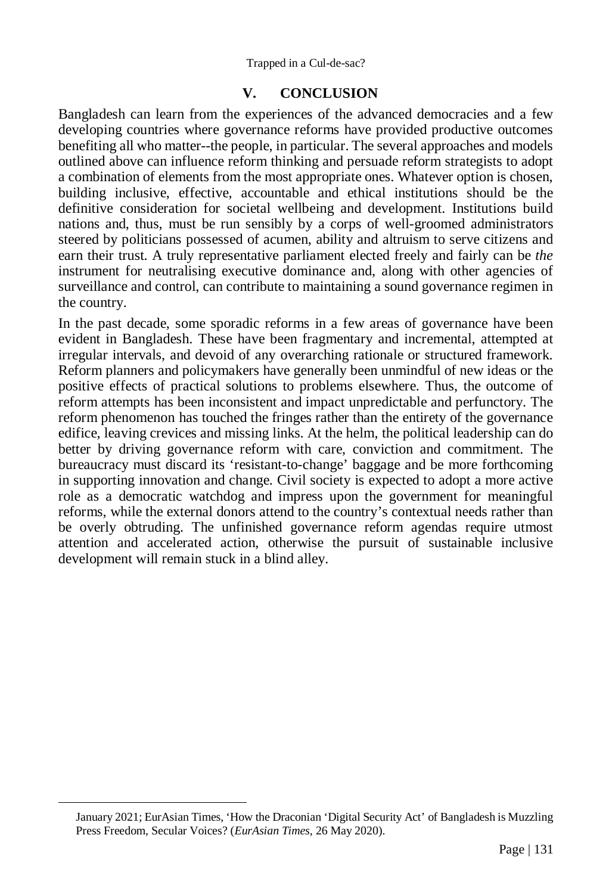## V. CONCLUSION

Bangladesh can learn from the experiences of the advanced democracies and a few developing countries where governance reforms have provided productive outcomes benefiting all who matter--the people, in particular. The several approaches and models outlined above can influence reform thinking and persuade reform strategists to adopt a combination of elements from the most appropriate ones. Whatever option is chosen, building inclusive, effective, accountable and ethical institutions should be the definitive consideration for societal wellbeing and development. Institutions build nations and, thus, must be run sensibly by a corps of well-groomed administrators steered by politicians possessed of acumen, ability and altruism to serve citizens and earn their trust. A truly representative parliament elected freely and fairly can be *the* instrument for neutralising executive dominance and, along with other agencies of surveillance and control, can contribute to maintaining a sound governance regimen in the country.

In the past decade, some sporadic reforms in a few areas of governance have been evident in Bangladesh. These have been fragmentary and incremental, attempted at irregular intervals, and devoid of any overarching rationale or structured framework. Reform planners and policymakers have generally been unmindful of new ideas or the positive effects of practical solutions to problems elsewhere. Thus, the outcome of reform attempts has been inconsistent and impact unpredictable and perfunctory. The reform phenomenon has touched the fringes rather than the entirety of the governance edifice, leaving crevices and missing links. At the helm, the political leadership can do better by driving governance reform with care, conviction and commitment. The bureaucracy must discard its 'resistant-to-change' baggage and be more forthcoming in supporting innovation and change. Civil society is expected to adopt a more active role as a democratic watchdog and impress upon the government for meaningful reforms, while the external donors attend to the country's contextual needs rather than be overly obtruding. The unfinished governance reform agendas require utmost attention and accelerated action, otherwise the pursuit of sustainable inclusive development will remain stuck in a blind alley.

---

January 2021; EurAsian Times, 'How the Draconian 'Digital Security Act' of Bangladesh is Muzzling Press Freedom, Secular Voices? (*EurAsian Times*, 26 May 2020).